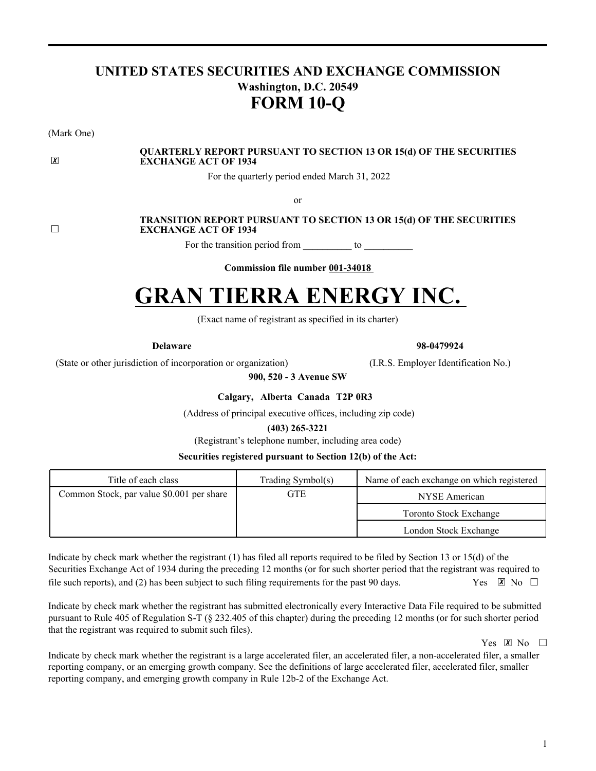# UNITED STATES SECURITIES AND EXCHANGE COMMISSION

**Washington, D.C. 20549**

# FORM 10-Q

(Mark One)

☒ **QUARTERLY REPORT PURSUANT TO SECTION 13 OR 15(d) OF THE SECURITIES EXCHANGE ACT OF 1934**

For the quarterly period ended March 31, 2022

or

☐ **TRANSITION REPORT PURSUANT TO SECTION 13 OR 15(d) OF THE SECURITIES EXCHANGE ACT OF 1934**

For the transition period from __________ to __________

**Commission file number 001-34018**

# GRAN TIERRA ENERGY INC.

(Exact name of registrant as specified in its charter)

| **Delaware** | **98-0479924** |
|---|---|
| (State or other jurisdiction of incorporation or organization) | (I.R.S. Employer Identification No.) |

**900, 520 - 3 Avenue SW**

**Calgary, Alberta Canada T2P 0R3**

(Address of principal executive offices, including zip code)

**(403) 265-3221**

(Registrant's telephone number, including area code)

**Securities registered pursuant to Section 12(b) of the Act:**

| Title of each class | Trading Symbol(s) | Name of each exchange on which registered |
|---|---|---|
| Common Stock, par value $0.001 per share | GTE | NYSE American |
| | | Toronto Stock Exchange |
| | | London Stock Exchange |

Indicate by check mark whether the registrant (1) has filed all reports required to be filed by Section 13 or 15(d) of the Securities Exchange Act of 1934 during the preceding 12 months (or for such shorter period that the registrant was required to file such reports), and (2) has been subject to such filing requirements for the past 90 days. Yes ☒ No ☐

Indicate by check mark whether the registrant has submitted electronically every Interactive Data File required to be submitted pursuant to Rule 405 of Regulation S-T (§ 232.405 of this chapter) during the preceding 12 months (or for such shorter period that the registrant was required to submit such files).

Yes ☒ No ☐

Indicate by check mark whether the registrant is a large accelerated filer, an accelerated filer, a non-accelerated filer, a smaller reporting company, or an emerging growth company. See the definitions of large accelerated filer, accelerated filer, smaller reporting company, and emerging growth company in Rule 12b-2 of the Exchange Act.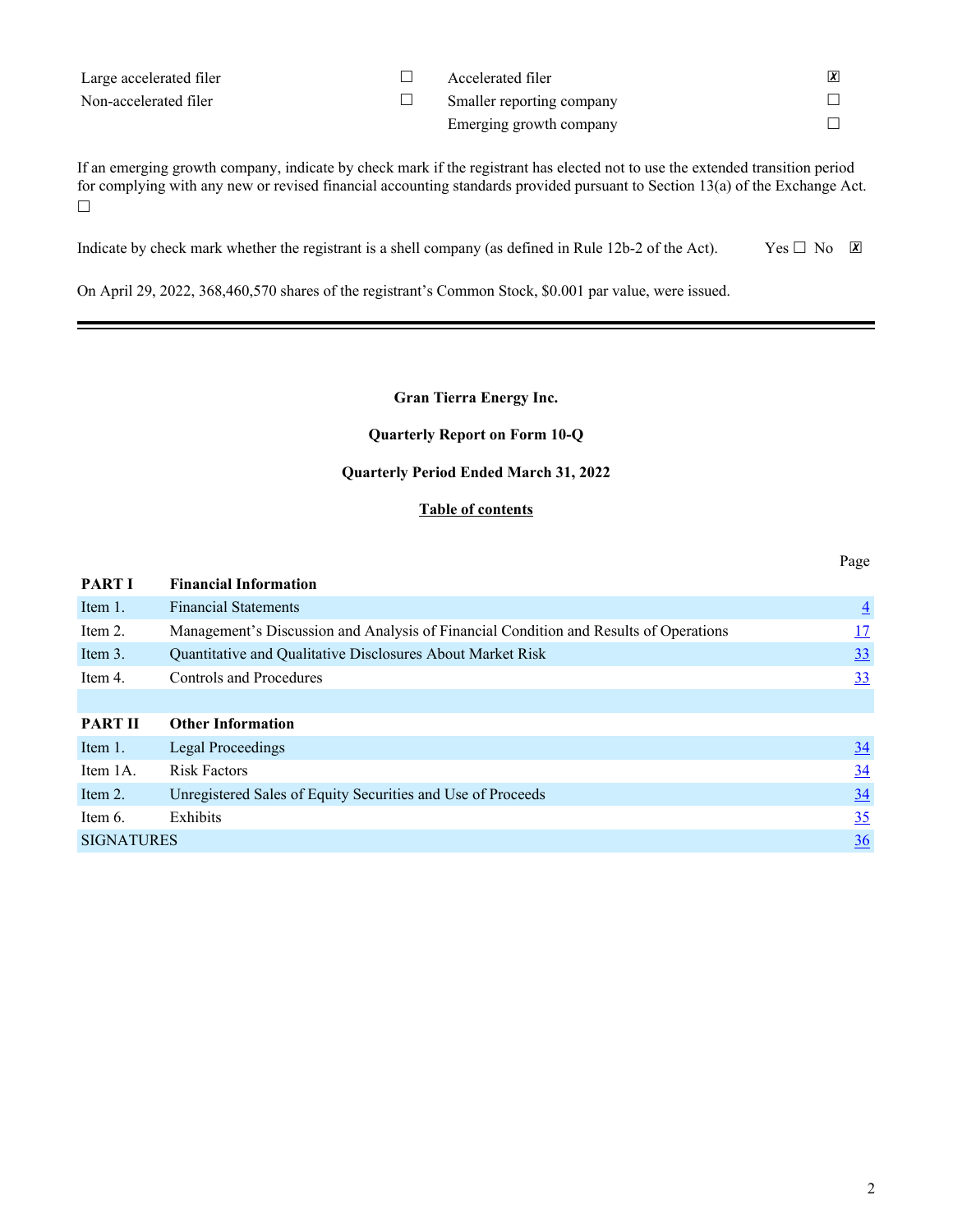| | | | |
|---|---|---|---|
| Large accelerated filer | ☐ | Accelerated filer | ☒ |
| Non-accelerated filer | ☐ | Smaller reporting company | ☐ |
| | | Emerging growth company | ☐ |

If an emerging growth company, indicate by check mark if the registrant has elected not to use the extended transition period for complying with any new or revised financial accounting standards provided pursuant to Section 13(a) of the Exchange Act. ☐

Indicate by check mark whether the registrant is a shell company (as defined in Rule 12b-2 of the Act). Yes ☐ No ☒

On April 29, 2022, 368,460,570 shares of the registrant's Common Stock, $0.001 par value, were issued.

---

**Gran Tierra Energy Inc.**

**Quarterly Report on Form 10-Q**

**Quarterly Period Ended March 31, 2022**

**Table of contents**

| | | Page |
|---|---|---|
| **PART I** | **Financial Information** | |
| Item 1. | Financial Statements | 4 |
| Item 2. | Management's Discussion and Analysis of Financial Condition and Results of Operations | 17 |
| Item 3. | Quantitative and Qualitative Disclosures About Market Risk | 33 |
| Item 4. | Controls and Procedures | 33 |
| | | |
| **PART II** | **Other Information** | |
| Item 1. | Legal Proceedings | 34 |
| Item 1A. | Risk Factors | 34 |
| Item 2. | Unregistered Sales of Equity Securities and Use of Proceeds | 34 |
| Item 6. | Exhibits | 35 |
| SIGNATURES | | 36 |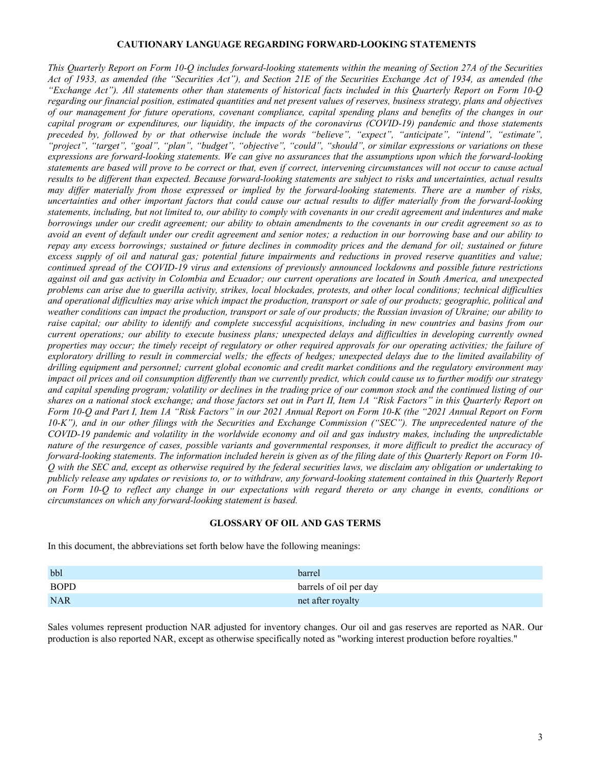## CAUTIONARY LANGUAGE REGARDING FORWARD-LOOKING STATEMENTS

*This Quarterly Report on Form 10-Q includes forward-looking statements within the meaning of Section 27A of the Securities Act of 1933, as amended (the "Securities Act"), and Section 21E of the Securities Exchange Act of 1934, as amended (the "Exchange Act"). All statements other than statements of historical facts included in this Quarterly Report on Form 10-Q regarding our financial position, estimated quantities and net present values of reserves, business strategy, plans and objectives of our management for future operations, covenant compliance, capital spending plans and benefits of the changes in our capital program or expenditures, our liquidity, the impacts of the coronavirus (COVID-19) pandemic and those statements preceded by, followed by or that otherwise include the words "believe", "expect", "anticipate", "intend", "estimate", "project", "target", "goal", "plan", "budget", "objective", "could", "should", or similar expressions or variations on these expressions are forward-looking statements. We can give no assurances that the assumptions upon which the forward-looking statements are based will prove to be correct or that, even if correct, intervening circumstances will not occur to cause actual results to be different than expected. Because forward-looking statements are subject to risks and uncertainties, actual results may differ materially from those expressed or implied by the forward-looking statements. There are a number of risks, uncertainties and other important factors that could cause our actual results to differ materially from the forward-looking statements, including, but not limited to, our ability to comply with covenants in our credit agreement and indentures and make borrowings under our credit agreement; our ability to obtain amendments to the covenants in our credit agreement so as to avoid an event of default under our credit agreement and senior notes; a reduction in our borrowing base and our ability to repay any excess borrowings; sustained or future declines in commodity prices and the demand for oil; sustained or future excess supply of oil and natural gas; potential future impairments and reductions in proved reserve quantities and value; continued spread of the COVID-19 virus and extensions of previously announced lockdowns and possible future restrictions against oil and gas activity in Colombia and Ecuador; our current operations are located in South America, and unexpected problems can arise due to guerilla activity, strikes, local blockades, protests, and other local conditions; technical difficulties and operational difficulties may arise which impact the production, transport or sale of our products; geographic, political and weather conditions can impact the production, transport or sale of our products; the Russian invasion of Ukraine; our ability to raise capital; our ability to identify and complete successful acquisitions, including in new countries and basins from our current operations; our ability to execute business plans; unexpected delays and difficulties in developing currently owned properties may occur; the timely receipt of regulatory or other required approvals for our operating activities; the failure of exploratory drilling to result in commercial wells; the effects of hedges; unexpected delays due to the limited availability of drilling equipment and personnel; current global economic and credit market conditions and the regulatory environment may impact oil prices and oil consumption differently than we currently predict, which could cause us to further modify our strategy and capital spending program; volatility or declines in the trading price of our common stock and the continued listing of our shares on a national stock exchange; and those factors set out in Part II, Item 1A "Risk Factors" in this Quarterly Report on Form 10-Q and Part I, Item 1A "Risk Factors" in our 2021 Annual Report on Form 10-K (the "2021 Annual Report on Form 10-K"), and in our other filings with the Securities and Exchange Commission ("SEC"). The unprecedented nature of the COVID-19 pandemic and volatility in the worldwide economy and oil and gas industry makes, including the unpredictable nature of the resurgence of cases, possible variants and governmental responses, it more difficult to predict the accuracy of forward-looking statements. The information included herein is given as of the filing date of this Quarterly Report on Form 10-Q with the SEC and, except as otherwise required by the federal securities laws, we disclaim any obligation or undertaking to publicly release any updates or revisions to, or to withdraw, any forward-looking statement contained in this Quarterly Report on Form 10-Q to reflect any change in our expectations with regard thereto or any change in events, conditions or circumstances on which any forward-looking statement is based.*

## GLOSSARY OF OIL AND GAS TERMS

In this document, the abbreviations set forth below have the following meanings:

| | |
|---|---|
| bbl | barrel |
| BOPD | barrels of oil per day |
| NAR | net after royalty |

Sales volumes represent production NAR adjusted for inventory changes. Our oil and gas reserves are reported as NAR. Our production is also reported NAR, except as otherwise specifically noted as "working interest production before royalties."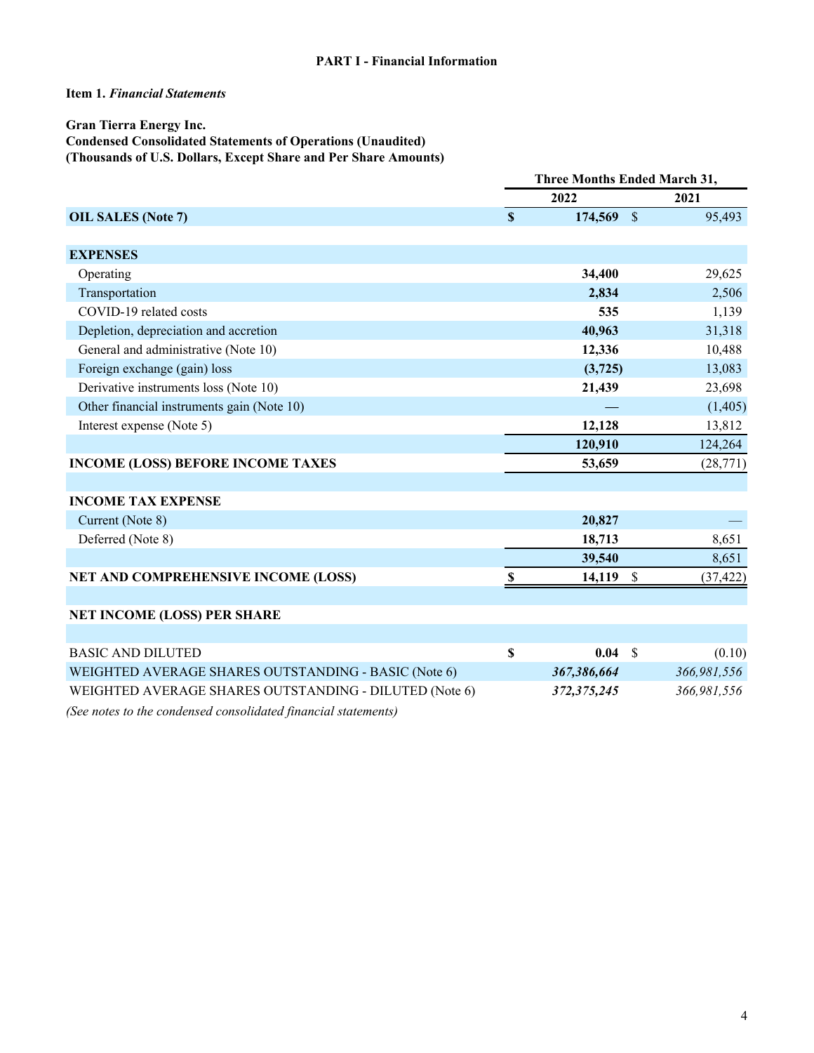**PART I - Financial Information**

**Item 1.** ***Financial Statements***

**Gran Tierra Energy Inc.**
**Condensed Consolidated Statements of Operations (Unaudited)**
**(Thousands of U.S. Dollars, Except Share and Per Share Amounts)**

| | Three Months Ended March 31, | |
|---|---|---|
| | **2022** | **2021** |
| **OIL SALES (Note 7)** | **$ 174,569** | $ 95,493 |
| | | |
| **EXPENSES** | | |
| Operating | **34,400** | 29,625 |
| Transportation | **2,834** | 2,506 |
| COVID-19 related costs | **535** | 1,139 |
| Depletion, depreciation and accretion | **40,963** | 31,318 |
| General and administrative (Note 10) | **12,336** | 10,488 |
| Foreign exchange (gain) loss | **(3,725)** | 13,083 |
| Derivative instruments loss (Note 10) | **21,439** | 23,698 |
| Other financial instruments gain (Note 10) | **—** | (1,405) |
| Interest expense (Note 5) | **12,128** | 13,812 |
| | **120,910** | 124,264 |
| **INCOME (LOSS) BEFORE INCOME TAXES** | **53,659** | (28,771) |
| | | |
| **INCOME TAX EXPENSE** | | |
| Current (Note 8) | **20,827** | — |
| Deferred (Note 8) | **18,713** | 8,651 |
| | **39,540** | 8,651 |
| **NET AND COMPREHENSIVE INCOME (LOSS)** | **$ 14,119** | $ (37,422) |
| | | |
| **NET INCOME (LOSS) PER SHARE** | | |
| | | |
| BASIC AND DILUTED | **$ 0.04** | $ (0.10) |
| WEIGHTED AVERAGE SHARES OUTSTANDING - BASIC (Note 6) | ***367,386,664*** | *366,981,556* |
| WEIGHTED AVERAGE SHARES OUTSTANDING - DILUTED (Note 6) | ***372,375,245*** | *366,981,556* |

*(See notes to the condensed consolidated financial statements)*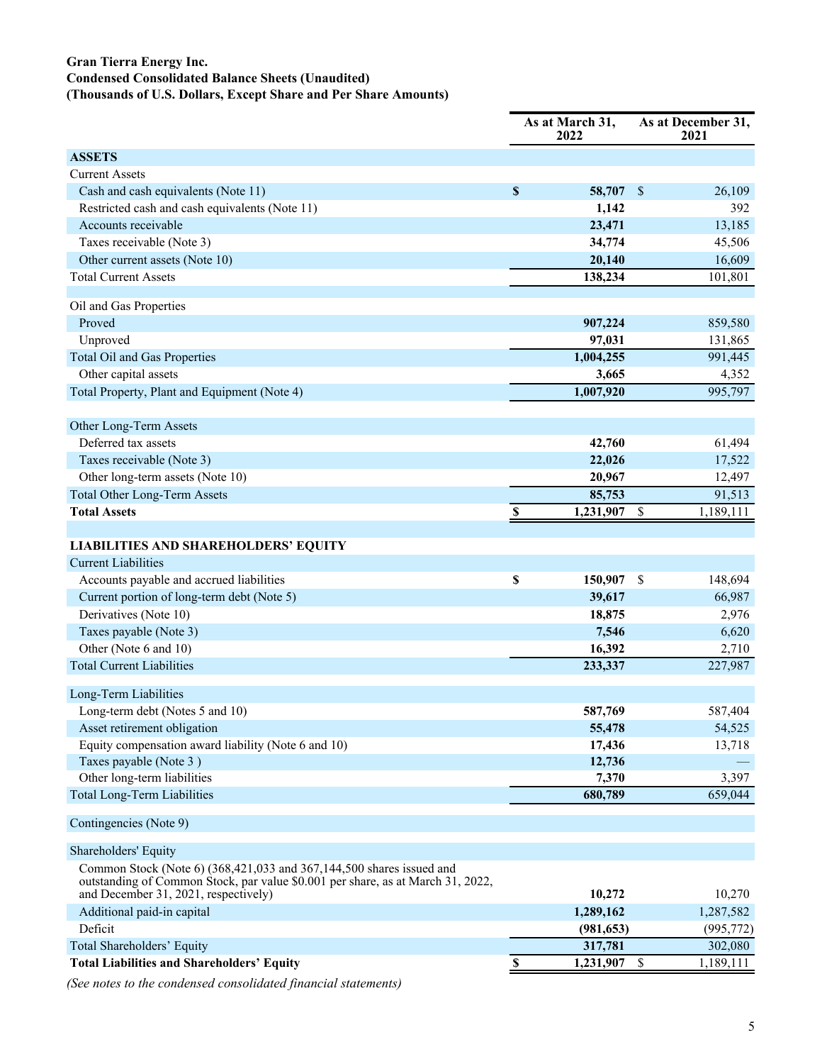**Gran Tierra Energy Inc.**
**Condensed Consolidated Balance Sheets (Unaudited)**
**(Thousands of U.S. Dollars, Except Share and Per Share Amounts)**

| | As at March 31, 2022 | As at December 31, 2021 |
|---|---|---|
| **ASSETS** | | |
| Current Assets | | |
| Cash and cash equivalents (Note 11) | **$ 58,707** | $ 26,109 |
| Restricted cash and cash equivalents (Note 11) | **1,142** | 392 |
| Accounts receivable | **23,471** | 13,185 |
| Taxes receivable (Note 3) | **34,774** | 45,506 |
| Other current assets (Note 10) | **20,140** | 16,609 |
| Total Current Assets | **138,234** | 101,801 |
| | | |
| Oil and Gas Properties | | |
| Proved | **907,224** | 859,580 |
| Unproved | **97,031** | 131,865 |
| Total Oil and Gas Properties | **1,004,255** | 991,445 |
| Other capital assets | **3,665** | 4,352 |
| Total Property, Plant and Equipment (Note 4) | **1,007,920** | 995,797 |
| | | |
| Other Long-Term Assets | | |
| Deferred tax assets | **42,760** | 61,494 |
| Taxes receivable (Note 3) | **22,026** | 17,522 |
| Other long-term assets (Note 10) | **20,967** | 12,497 |
| Total Other Long-Term Assets | **85,753** | 91,513 |
| **Total Assets** | **$ 1,231,907** | $ 1,189,111 |
| | | |
| **LIABILITIES AND SHAREHOLDERS' EQUITY** | | |
| Current Liabilities | | |
| Accounts payable and accrued liabilities | **$ 150,907** | $ 148,694 |
| Current portion of long-term debt (Note 5) | **39,617** | 66,987 |
| Derivatives (Note 10) | **18,875** | 2,976 |
| Taxes payable (Note 3) | **7,546** | 6,620 |
| Other (Note 6 and 10) | **16,392** | 2,710 |
| Total Current Liabilities | **233,337** | 227,987 |
| | | |
| Long-Term Liabilities | | |
| Long-term debt (Notes 5 and 10) | **587,769** | 587,404 |
| Asset retirement obligation | **55,478** | 54,525 |
| Equity compensation award liability (Note 6 and 10) | **17,436** | 13,718 |
| Taxes payable (Note 3 ) | **12,736** | — |
| Other long-term liabilities | **7,370** | 3,397 |
| Total Long-Term Liabilities | **680,789** | 659,044 |
| | | |
| Contingencies (Note 9) | | |
| | | |
| Shareholders' Equity | | |
| Common Stock (Note 6) (368,421,033 and 367,144,500 shares issued and outstanding of Common Stock, par value $0.001 per share, as at March 31, 2022, and December 31, 2021, respectively) | **10,272** | 10,270 |
| Additional paid-in capital | **1,289,162** | 1,287,582 |
| Deficit | **(981,653)** | (995,772) |
| Total Shareholders' Equity | **317,781** | 302,080 |
| **Total Liabilities and Shareholders' Equity** | **$ 1,231,907** | $ 1,189,111 |

*(See notes to the condensed consolidated financial statements)*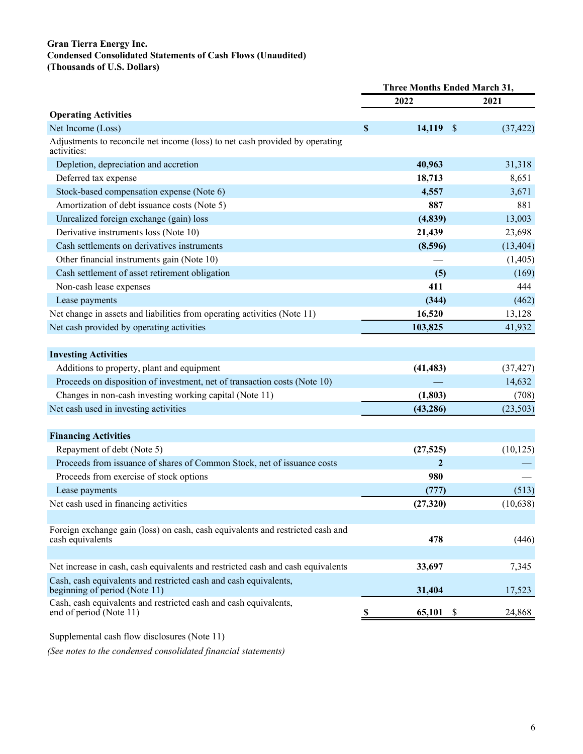**Gran Tierra Energy Inc.**
**Condensed Consolidated Statements of Cash Flows (Unaudited)**
**(Thousands of U.S. Dollars)**

| | Three Months Ended March 31, | |
|---|---|---|
| | **2022** | **2021** |
| **Operating Activities** | | |
| Net Income (Loss) | **$ 14,119** | $ (37,422) |
| Adjustments to reconcile net income (loss) to net cash provided by operating activities: | | |
| Depletion, depreciation and accretion | **40,963** | 31,318 |
| Deferred tax expense | **18,713** | 8,651 |
| Stock-based compensation expense (Note 6) | **4,557** | 3,671 |
| Amortization of debt issuance costs (Note 5) | **887** | 881 |
| Unrealized foreign exchange (gain) loss | **(4,839)** | 13,003 |
| Derivative instruments loss (Note 10) | **21,439** | 23,698 |
| Cash settlements on derivatives instruments | **(8,596)** | (13,404) |
| Other financial instruments gain (Note 10) | **—** | (1,405) |
| Cash settlement of asset retirement obligation | **(5)** | (169) |
| Non-cash lease expenses | **411** | 444 |
| Lease payments | **(344)** | (462) |
| Net change in assets and liabilities from operating activities (Note 11) | **16,520** | 13,128 |
| Net cash provided by operating activities | **103,825** | 41,932 |
| | | |
| **Investing Activities** | | |
| Additions to property, plant and equipment | **(41,483)** | (37,427) |
| Proceeds on disposition of investment, net of transaction costs (Note 10) | **—** | 14,632 |
| Changes in non-cash investing working capital (Note 11) | **(1,803)** | (708) |
| Net cash used in investing activities | **(43,286)** | (23,503) |
| | | |
| **Financing Activities** | | |
| Repayment of debt (Note 5) | **(27,525)** | (10,125) |
| Proceeds from issuance of shares of Common Stock, net of issuance costs | **2** | — |
| Proceeds from exercise of stock options | **980** | — |
| Lease payments | **(777)** | (513) |
| Net cash used in financing activities | **(27,320)** | (10,638) |
| | | |
| Foreign exchange gain (loss) on cash, cash equivalents and restricted cash and cash equivalents | **478** | (446) |
| | | |
| Net increase in cash, cash equivalents and restricted cash and cash equivalents | **33,697** | 7,345 |
| Cash, cash equivalents and restricted cash and cash equivalents, beginning of period (Note 11) | **31,404** | 17,523 |
| Cash, cash equivalents and restricted cash and cash equivalents, end of period (Note 11) | **$ 65,101** | $ 24,868 |

Supplemental cash flow disclosures (Note 11)

*(See notes to the condensed consolidated financial statements)*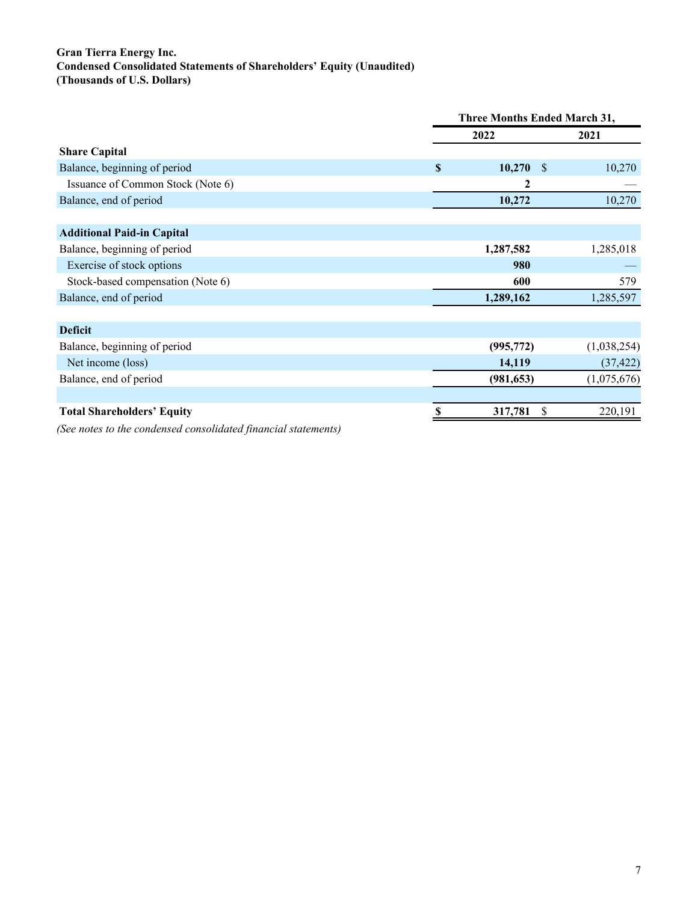**Gran Tierra Energy Inc.**
**Condensed Consolidated Statements of Shareholders' Equity (Unaudited)**
**(Thousands of U.S. Dollars)**

| | Three Months Ended March 31, | |
|---|---|---|
| | **2022** | **2021** |
| **Share Capital** | | |
| Balance, beginning of period | **$ 10,270** | $ 10,270 |
| Issuance of Common Stock (Note 6) | **2** | — |
| Balance, end of period | **10,272** | 10,270 |
| | | |
| **Additional Paid-in Capital** | | |
| Balance, beginning of period | **1,287,582** | 1,285,018 |
| Exercise of stock options | **980** | — |
| Stock-based compensation (Note 6) | **600** | 579 |
| Balance, end of period | **1,289,162** | 1,285,597 |
| | | |
| **Deficit** | | |
| Balance, beginning of period | **(995,772)** | (1,038,254) |
| Net income (loss) | **14,119** | (37,422) |
| Balance, end of period | **(981,653)** | (1,075,676) |
| | | |
| **Total Shareholders' Equity** | **$ 317,781** | $ 220,191 |

*(See notes to the condensed consolidated financial statements)*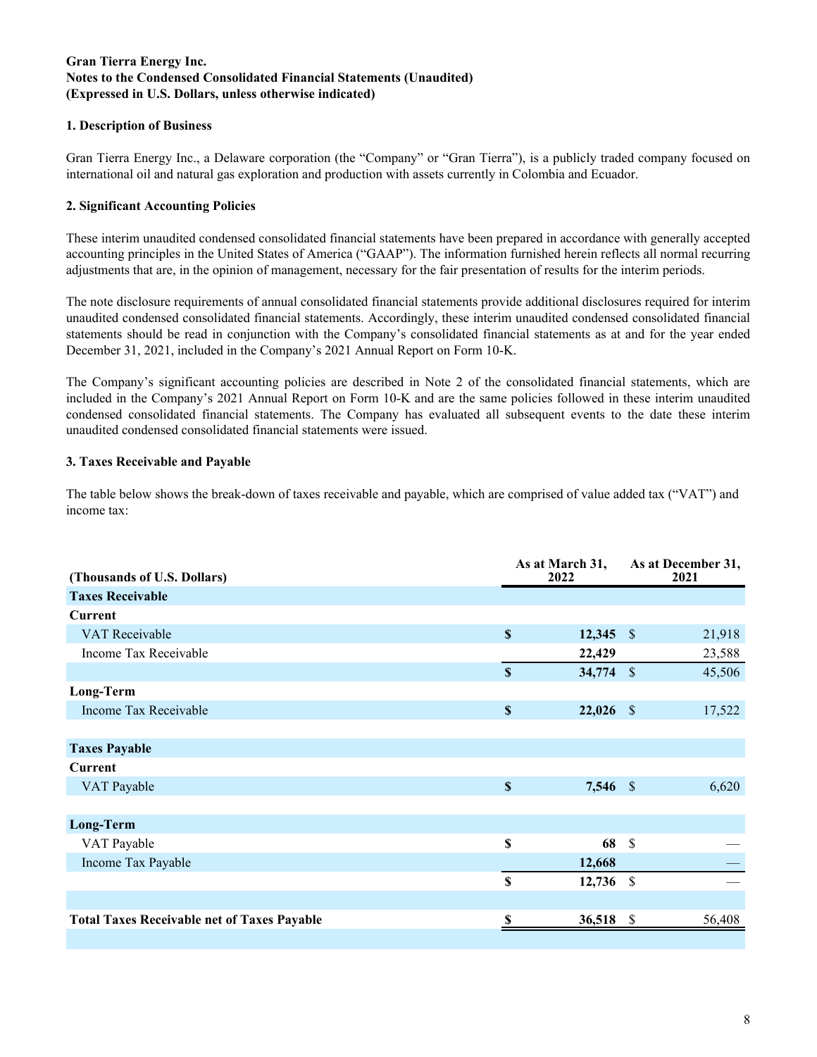**Gran Tierra Energy Inc.**
**Notes to the Condensed Consolidated Financial Statements (Unaudited)**
**(Expressed in U.S. Dollars, unless otherwise indicated)**

## 1. Description of Business

Gran Tierra Energy Inc., a Delaware corporation (the "Company" or "Gran Tierra"), is a publicly traded company focused on international oil and natural gas exploration and production with assets currently in Colombia and Ecuador.

## 2. Significant Accounting Policies

These interim unaudited condensed consolidated financial statements have been prepared in accordance with generally accepted accounting principles in the United States of America ("GAAP"). The information furnished herein reflects all normal recurring adjustments that are, in the opinion of management, necessary for the fair presentation of results for the interim periods.

The note disclosure requirements of annual consolidated financial statements provide additional disclosures required for interim unaudited condensed consolidated financial statements. Accordingly, these interim unaudited condensed consolidated financial statements should be read in conjunction with the Company's consolidated financial statements as at and for the year ended December 31, 2021, included in the Company's 2021 Annual Report on Form 10-K.

The Company's significant accounting policies are described in Note 2 of the consolidated financial statements, which are included in the Company's 2021 Annual Report on Form 10-K and are the same policies followed in these interim unaudited condensed consolidated financial statements. The Company has evaluated all subsequent events to the date these interim unaudited condensed consolidated financial statements were issued.

## 3. Taxes Receivable and Payable

The table below shows the break-down of taxes receivable and payable, which are comprised of value added tax ("VAT") and income tax:

| (Thousands of U.S. Dollars) | As at March 31, 2022 | As at December 31, 2021 |
|---|---|---|
| **Taxes Receivable** | | |
| **Current** | | |
| VAT Receivable | **$ 12,345** | $ 21,918 |
| Income Tax Receivable | **22,429** | 23,588 |
| | **$ 34,774** | $ 45,506 |
| **Long-Term** | | |
| Income Tax Receivable | **$ 22,026** | $ 17,522 |
| | | |
| **Taxes Payable** | | |
| **Current** | | |
| VAT Payable | **$ 7,546** | $ 6,620 |
| | | |
| **Long-Term** | | |
| VAT Payable | **$ 68** | $ — |
| Income Tax Payable | **12,668** | — |
| | **$ 12,736** | $ — |
| | | |
| **Total Taxes Receivable net of Taxes Payable** | **$ 36,518** | $ 56,408 |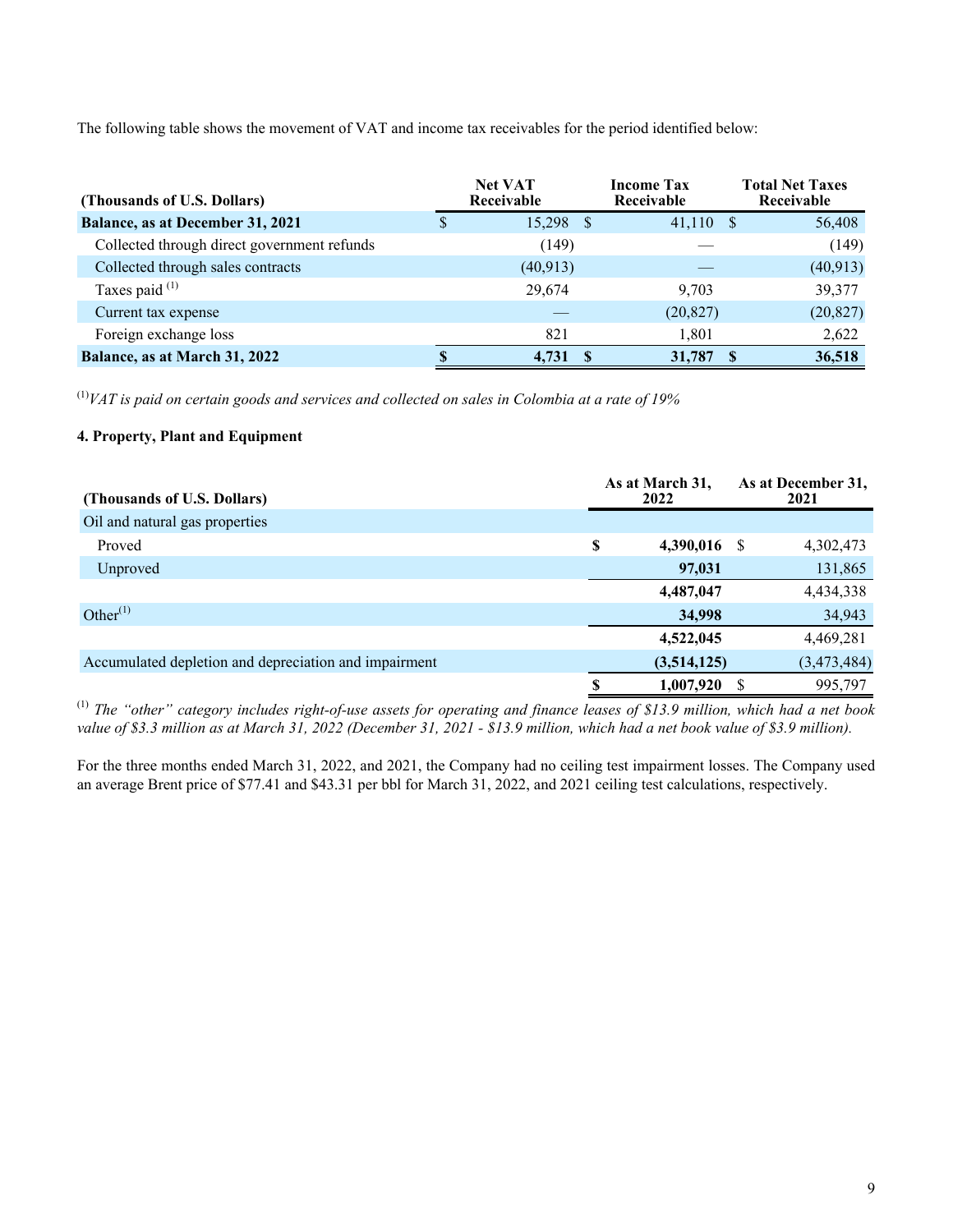The following table shows the movement of VAT and income tax receivables for the period identified below:

| (Thousands of U.S. Dollars) | Net VAT Receivable | Income Tax Receivable | Total Net Taxes Receivable |
|---|---|---|---|
| **Balance, as at December 31, 2021** | $ 15,298 | $ 41,110 | $ 56,408 |
| Collected through direct government refunds | (149) | — | (149) |
| Collected through sales contracts | (40,913) | — | (40,913) |
| Taxes paid [1] | 29,674 | 9,703 | 39,377 |
| Current tax expense | — | (20,827) | (20,827) |
| Foreign exchange loss | 821 | 1,801 | 2,622 |
| **Balance, as at March 31, 2022** | **$ 4,731** | **$ 31,787** | **$ 36,518** |

[1] *VAT is paid on certain goods and services and collected on sales in Colombia at a rate of 19%*

**4. Property, Plant and Equipment**

| (Thousands of U.S. Dollars) | As at March 31, 2022 | As at December 31, 2021 |
|---|---|---|
| Oil and natural gas properties | | |
| Proved | **$ 4,390,016** | $ 4,302,473 |
| Unproved | **97,031** | 131,865 |
| | **4,487,047** | 4,434,338 |
| Other[1] | **34,998** | 34,943 |
| | **4,522,045** | 4,469,281 |
| Accumulated depletion and depreciation and impairment | **(3,514,125)** | (3,473,484) |
| | **$ 1,007,920** | $ 995,797 |

[1] *The "other" category includes right-of-use assets for operating and finance leases of $13.9 million, which had a net book value of $3.3 million as at March 31, 2022 (December 31, 2021 - $13.9 million, which had a net book value of $3.9 million).*

For the three months ended March 31, 2022, and 2021, the Company had no ceiling test impairment losses. The Company used an average Brent price of $77.41 and $43.31 per bbl for March 31, 2022, and 2021 ceiling test calculations, respectively.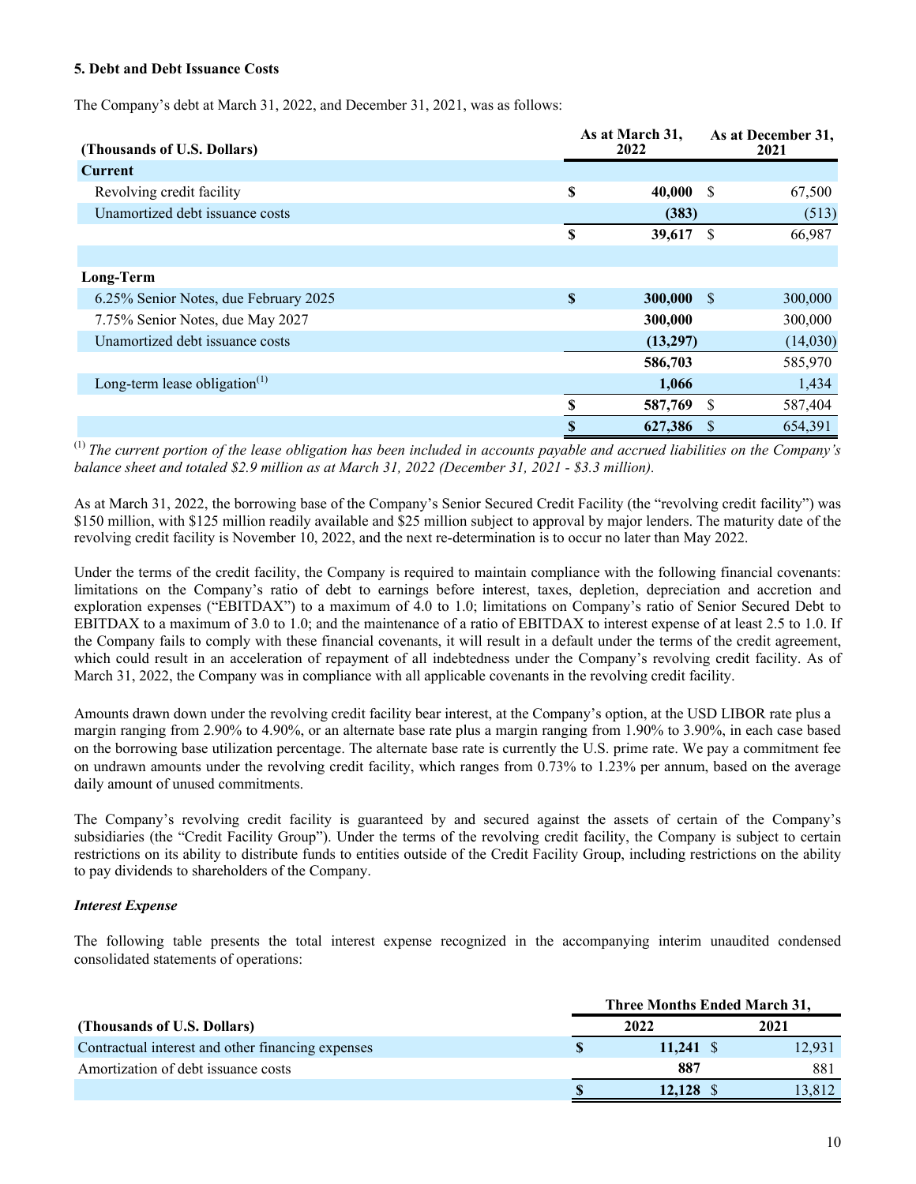### 5. Debt and Debt Issuance Costs

The Company's debt at March 31, 2022, and December 31, 2021, was as follows:

| (Thousands of U.S. Dollars) | As at March 31, 2022 | As at December 31, 2021 |
|---|---|---|
| **Current** | | |
| Revolving credit facility | **$ 40,000** | $ 67,500 |
| Unamortized debt issuance costs | **(383)** | (513) |
| | **$ 39,617** | $ 66,987 |
| | | |
| **Long-Term** | | |
| 6.25% Senior Notes, due February 2025 | **$ 300,000** | $ 300,000 |
| 7.75% Senior Notes, due May 2027 | **300,000** | 300,000 |
| Unamortized debt issuance costs | **(13,297)** | (14,030) |
| | **586,703** | 585,970 |
| Long-term lease obligation[(1)] | **1,066** | 1,434 |
| | **$ 587,769** | $ 587,404 |
| | **$ 627,386** | $ 654,391 |

[(1)] *The current portion of the lease obligation has been included in accounts payable and accrued liabilities on the Company's balance sheet and totaled $2.9 million as at March 31, 2022 (December 31, 2021 - $3.3 million).*

As at March 31, 2022, the borrowing base of the Company's Senior Secured Credit Facility (the "revolving credit facility") was $150 million, with $125 million readily available and $25 million subject to approval by major lenders. The maturity date of the revolving credit facility is November 10, 2022, and the next re-determination is to occur no later than May 2022.

Under the terms of the credit facility, the Company is required to maintain compliance with the following financial covenants: limitations on the Company's ratio of debt to earnings before interest, taxes, depletion, depreciation and accretion and exploration expenses ("EBITDAX") to a maximum of 4.0 to 1.0; limitations on Company's ratio of Senior Secured Debt to EBITDAX to a maximum of 3.0 to 1.0; and the maintenance of a ratio of EBITDAX to interest expense of at least 2.5 to 1.0. If the Company fails to comply with these financial covenants, it will result in a default under the terms of the credit agreement, which could result in an acceleration of repayment of all indebtedness under the Company's revolving credit facility. As of March 31, 2022, the Company was in compliance with all applicable covenants in the revolving credit facility.

Amounts drawn down under the revolving credit facility bear interest, at the Company's option, at the USD LIBOR rate plus a margin ranging from 2.90% to 4.90%, or an alternate base rate plus a margin ranging from 1.90% to 3.90%, in each case based on the borrowing base utilization percentage. The alternate base rate is currently the U.S. prime rate. We pay a commitment fee on undrawn amounts under the revolving credit facility, which ranges from 0.73% to 1.23% per annum, based on the average daily amount of unused commitments.

The Company's revolving credit facility is guaranteed by and secured against the assets of certain of the Company's subsidiaries (the "Credit Facility Group"). Under the terms of the revolving credit facility, the Company is subject to certain restrictions on its ability to distribute funds to entities outside of the Credit Facility Group, including restrictions on the ability to pay dividends to shareholders of the Company.

#### *Interest Expense*

The following table presents the total interest expense recognized in the accompanying interim unaudited condensed consolidated statements of operations:

| | Three Months Ended March 31, | |
|---|---|---|
| (Thousands of U.S. Dollars) | 2022 | 2021 |
| Contractual interest and other financing expenses | **$ 11,241** | $ 12,931 |
| Amortization of debt issuance costs | **887** | 881 |
| | **$ 12,128** | $ 13,812 |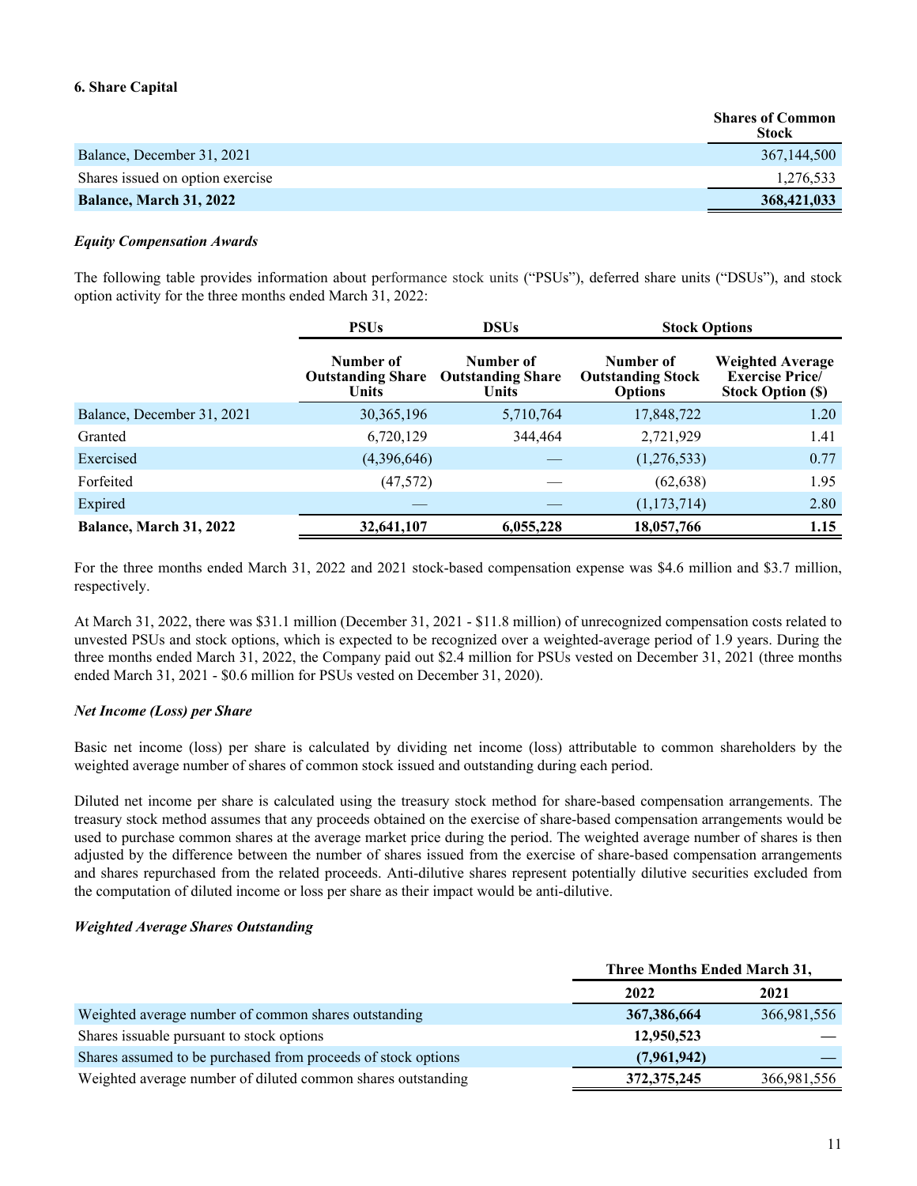### 6. Share Capital

| | Shares of Common Stock |
|---|---|
| Balance, December 31, 2021 | 367,144,500 |
| Shares issued on option exercise | 1,276,533 |
| **Balance, March 31, 2022** | **368,421,033** |

***Equity Compensation Awards***

The following table provides information about performance stock units ("PSUs"), deferred share units ("DSUs"), and stock option activity for the three months ended March 31, 2022:

| | PSUs | DSUs | Stock Options | |
|---|---|---|---|---|
| | Number of Outstanding Share Units | Number of Outstanding Share Units | Number of Outstanding Stock Options | Weighted Average Exercise Price/ Stock Option ($) |
| Balance, December 31, 2021 | 30,365,196 | 5,710,764 | 17,848,722 | 1.20 |
| Granted | 6,720,129 | 344,464 | 2,721,929 | 1.41 |
| Exercised | (4,396,646) | — | (1,276,533) | 0.77 |
| Forfeited | (47,572) | — | (62,638) | 1.95 |
| Expired | — | — | (1,173,714) | 2.80 |
| **Balance, March 31, 2022** | **32,641,107** | **6,055,228** | **18,057,766** | **1.15** |

For the three months ended March 31, 2022 and 2021 stock-based compensation expense was $4.6 million and $3.7 million, respectively.

At March 31, 2022, there was $31.1 million (December 31, 2021 - $11.8 million) of unrecognized compensation costs related to unvested PSUs and stock options, which is expected to be recognized over a weighted-average period of 1.9 years. During the three months ended March 31, 2022, the Company paid out $2.4 million for PSUs vested on December 31, 2021 (three months ended March 31, 2021 - $0.6 million for PSUs vested on December 31, 2020).

***Net Income (Loss) per Share***

Basic net income (loss) per share is calculated by dividing net income (loss) attributable to common shareholders by the weighted average number of shares of common stock issued and outstanding during each period.

Diluted net income per share is calculated using the treasury stock method for share-based compensation arrangements. The treasury stock method assumes that any proceeds obtained on the exercise of share-based compensation arrangements would be used to purchase common shares at the average market price during the period. The weighted average number of shares is then adjusted by the difference between the number of shares issued from the exercise of share-based compensation arrangements and shares repurchased from the related proceeds. Anti-dilutive shares represent potentially dilutive securities excluded from the computation of diluted income or loss per share as their impact would be anti-dilutive.

***Weighted Average Shares Outstanding***

| | Three Months Ended March 31, | |
|---|---|---|
| | 2022 | 2021 |
| Weighted average number of common shares outstanding | **367,386,664** | 366,981,556 |
| Shares issuable pursuant to stock options | **12,950,523** | — |
| Shares assumed to be purchased from proceeds of stock options | **(7,961,942)** | — |
| Weighted average number of diluted common shares outstanding | **372,375,245** | 366,981,556 |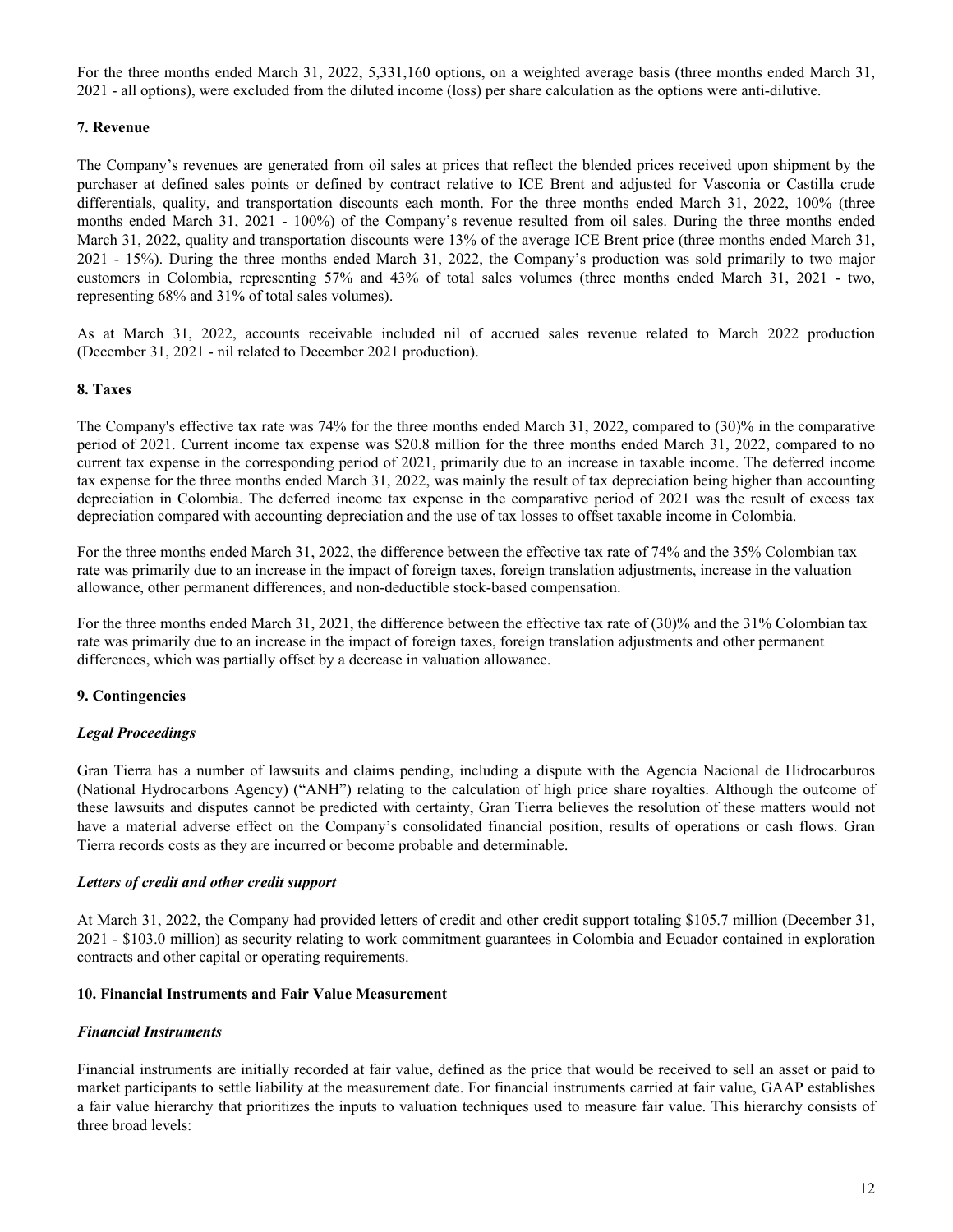For the three months ended March 31, 2022, 5,331,160 options, on a weighted average basis (three months ended March 31, 2021 - all options), were excluded from the diluted income (loss) per share calculation as the options were anti-dilutive.

### 7. Revenue

The Company's revenues are generated from oil sales at prices that reflect the blended prices received upon shipment by the purchaser at defined sales points or defined by contract relative to ICE Brent and adjusted for Vasconia or Castilla crude differentials, quality, and transportation discounts each month. For the three months ended March 31, 2022, 100% (three months ended March 31, 2021 - 100%) of the Company's revenue resulted from oil sales. During the three months ended March 31, 2022, quality and transportation discounts were 13% of the average ICE Brent price (three months ended March 31, 2021 - 15%). During the three months ended March 31, 2022, the Company's production was sold primarily to two major customers in Colombia, representing 57% and 43% of total sales volumes (three months ended March 31, 2021 - two, representing 68% and 31% of total sales volumes).

As at March 31, 2022, accounts receivable included nil of accrued sales revenue related to March 2022 production (December 31, 2021 - nil related to December 2021 production).

### 8. Taxes

The Company's effective tax rate was 74% for the three months ended March 31, 2022, compared to (30)% in the comparative period of 2021. Current income tax expense was $20.8 million for the three months ended March 31, 2022, compared to no current tax expense in the corresponding period of 2021, primarily due to an increase in taxable income. The deferred income tax expense for the three months ended March 31, 2022, was mainly the result of tax depreciation being higher than accounting depreciation in Colombia. The deferred income tax expense in the comparative period of 2021 was the result of excess tax depreciation compared with accounting depreciation and the use of tax losses to offset taxable income in Colombia.

For the three months ended March 31, 2022, the difference between the effective tax rate of 74% and the 35% Colombian tax rate was primarily due to an increase in the impact of foreign taxes, foreign translation adjustments, increase in the valuation allowance, other permanent differences, and non-deductible stock-based compensation.

For the three months ended March 31, 2021, the difference between the effective tax rate of (30)% and the 31% Colombian tax rate was primarily due to an increase in the impact of foreign taxes, foreign translation adjustments and other permanent differences, which was partially offset by a decrease in valuation allowance.

### 9. Contingencies

#### *Legal Proceedings*

Gran Tierra has a number of lawsuits and claims pending, including a dispute with the Agencia Nacional de Hidrocarburos (National Hydrocarbons Agency) ("ANH") relating to the calculation of high price share royalties. Although the outcome of these lawsuits and disputes cannot be predicted with certainty, Gran Tierra believes the resolution of these matters would not have a material adverse effect on the Company's consolidated financial position, results of operations or cash flows. Gran Tierra records costs as they are incurred or become probable and determinable.

#### *Letters of credit and other credit support*

At March 31, 2022, the Company had provided letters of credit and other credit support totaling $105.7 million (December 31, 2021 - $103.0 million) as security relating to work commitment guarantees in Colombia and Ecuador contained in exploration contracts and other capital or operating requirements.

### 10. Financial Instruments and Fair Value Measurement

#### *Financial Instruments*

Financial instruments are initially recorded at fair value, defined as the price that would be received to sell an asset or paid to market participants to settle liability at the measurement date. For financial instruments carried at fair value, GAAP establishes a fair value hierarchy that prioritizes the inputs to valuation techniques used to measure fair value. This hierarchy consists of three broad levels: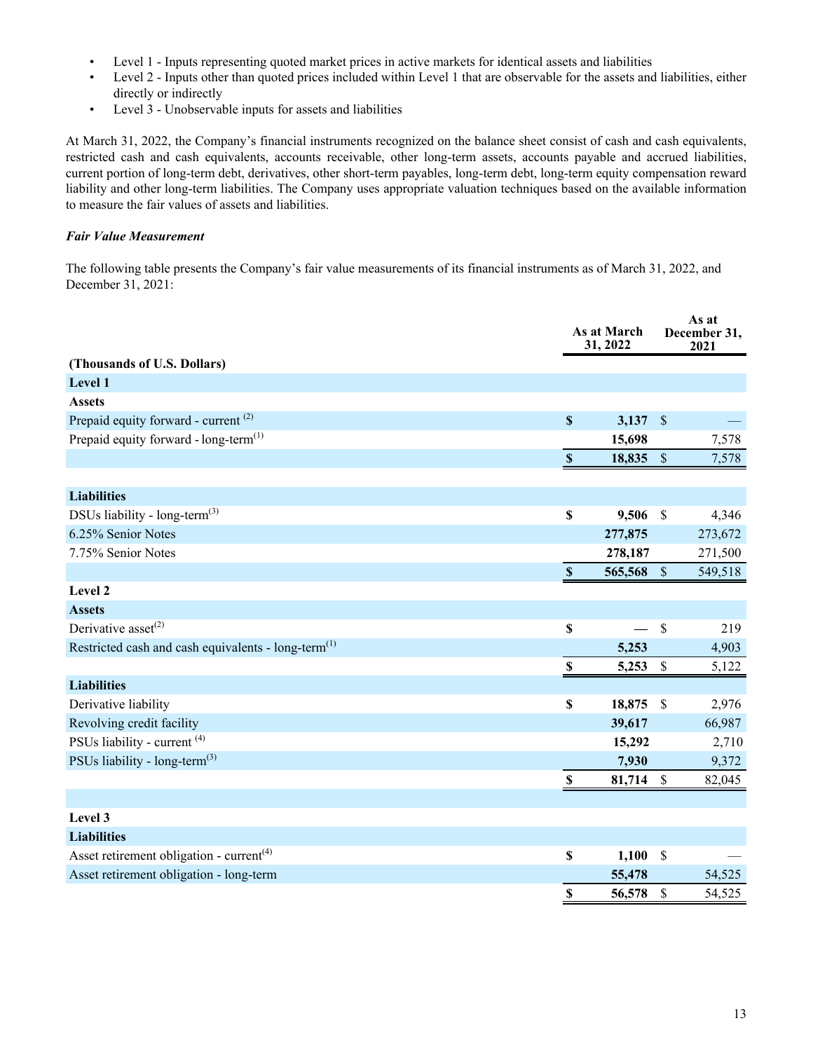- Level 1 - Inputs representing quoted market prices in active markets for identical assets and liabilities
- Level 2 - Inputs other than quoted prices included within Level 1 that are observable for the assets and liabilities, either directly or indirectly
- Level 3 - Unobservable inputs for assets and liabilities

At March 31, 2022, the Company's financial instruments recognized on the balance sheet consist of cash and cash equivalents, restricted cash and cash equivalents, accounts receivable, other long-term assets, accounts payable and accrued liabilities, current portion of long-term debt, derivatives, other short-term payables, long-term debt, long-term equity compensation reward liability and other long-term liabilities. The Company uses appropriate valuation techniques based on the available information to measure the fair values of assets and liabilities.

***Fair Value Measurement***

The following table presents the Company's fair value measurements of its financial instruments as of March 31, 2022, and December 31, 2021:

| (Thousands of U.S. Dollars) | As at March 31, 2022 | As at December 31, 2021 |
|---|---|---|
| **Level 1** | | |
| **Assets** | | |
| Prepaid equity forward - current [2] | **$ 3,137** | $ — |
| Prepaid equity forward - long-term[1] | **15,698** | 7,578 |
| | **$ 18,835** | $ 7,578 |
| **Liabilities** | | |
| DSUs liability - long-term[3] | **$ 9,506** | $ 4,346 |
| 6.25% Senior Notes | **277,875** | 273,672 |
| 7.75% Senior Notes | **278,187** | 271,500 |
| | **$ 565,568** | $ 549,518 |
| **Level 2** | | |
| **Assets** | | |
| Derivative asset[2] | **$ —** | $ 219 |
| Restricted cash and cash equivalents - long-term[1] | **5,253** | 4,903 |
| | **$ 5,253** | $ 5,122 |
| **Liabilities** | | |
| Derivative liability | **$ 18,875** | $ 2,976 |
| Revolving credit facility | **39,617** | 66,987 |
| PSUs liability - current [4] | **15,292** | 2,710 |
| PSUs liability - long-term[3] | **7,930** | 9,372 |
| | **$ 81,714** | $ 82,045 |
| **Level 3** | | |
| **Liabilities** | | |
| Asset retirement obligation - current[4] | **$ 1,100** | $ — |
| Asset retirement obligation - long-term | **55,478** | 54,525 |
| | **$ 56,578** | $ 54,525 |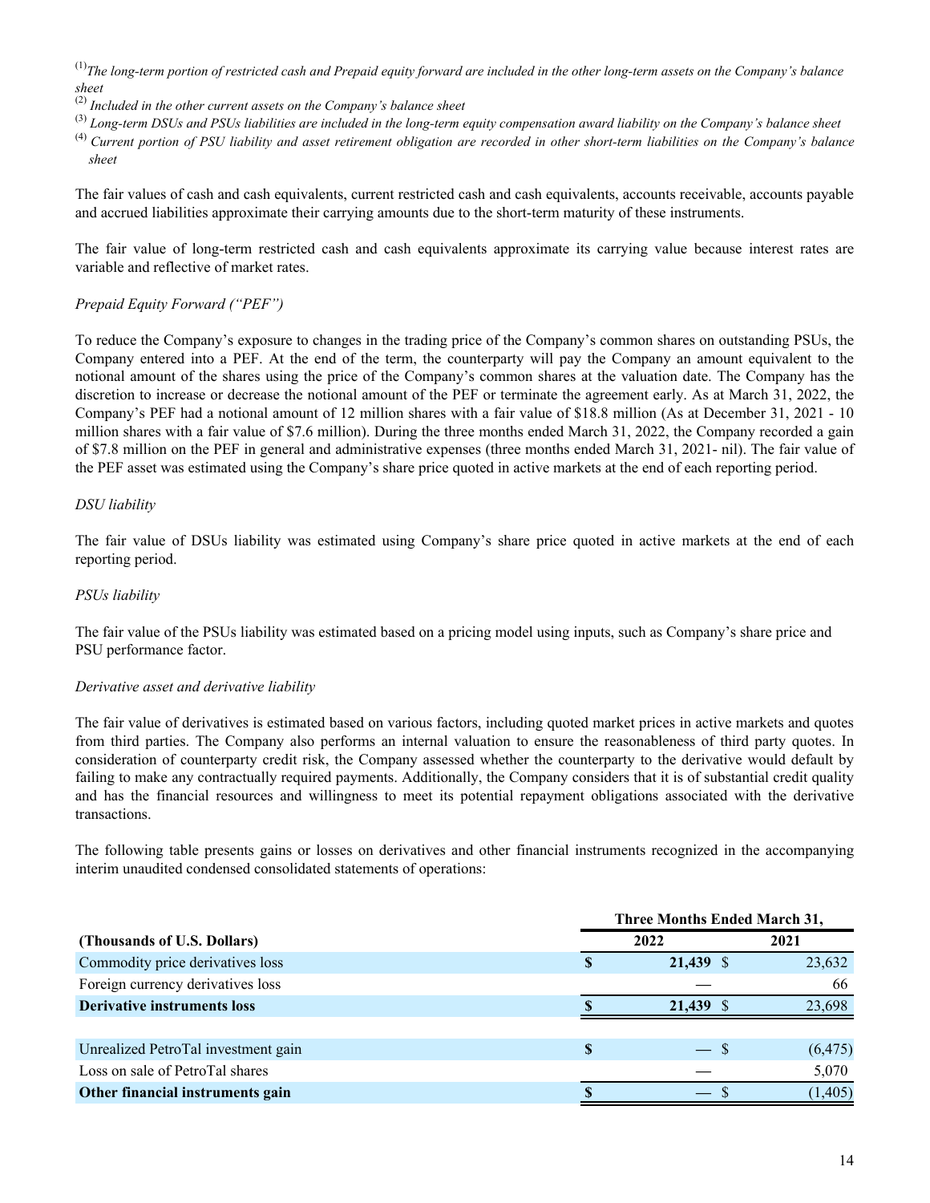[(1)]*The long-term portion of restricted cash and Prepaid equity forward are included in the other long-term assets on the Company's balance sheet*

[(2)] *Included in the other current assets on the Company's balance sheet*

[(3)] *Long-term DSUs and PSUs liabilities are included in the long-term equity compensation award liability on the Company's balance sheet*

[(4)] *Current portion of PSU liability and asset retirement obligation are recorded in other short-term liabilities on the Company's balance sheet*

The fair values of cash and cash equivalents, current restricted cash and cash equivalents, accounts receivable, accounts payable and accrued liabilities approximate their carrying amounts due to the short-term maturity of these instruments.

The fair value of long-term restricted cash and cash equivalents approximate its carrying value because interest rates are variable and reflective of market rates.

*Prepaid Equity Forward ("PEF")*

To reduce the Company's exposure to changes in the trading price of the Company's common shares on outstanding PSUs, the Company entered into a PEF. At the end of the term, the counterparty will pay the Company an amount equivalent to the notional amount of the shares using the price of the Company's common shares at the valuation date. The Company has the discretion to increase or decrease the notional amount of the PEF or terminate the agreement early. As at March 31, 2022, the Company's PEF had a notional amount of 12 million shares with a fair value of $18.8 million (As at December 31, 2021 - 10 million shares with a fair value of $7.6 million). During the three months ended March 31, 2022, the Company recorded a gain of $7.8 million on the PEF in general and administrative expenses (three months ended March 31, 2021- nil). The fair value of the PEF asset was estimated using the Company's share price quoted in active markets at the end of each reporting period.

*DSU liability*

The fair value of DSUs liability was estimated using Company's share price quoted in active markets at the end of each reporting period.

*PSUs liability*

The fair value of the PSUs liability was estimated based on a pricing model using inputs, such as Company's share price and PSU performance factor.

*Derivative asset and derivative liability*

The fair value of derivatives is estimated based on various factors, including quoted market prices in active markets and quotes from third parties. The Company also performs an internal valuation to ensure the reasonableness of third party quotes. In consideration of counterparty credit risk, the Company assessed whether the counterparty to the derivative would default by failing to make any contractually required payments. Additionally, the Company considers that it is of substantial credit quality and has the financial resources and willingness to meet its potential repayment obligations associated with the derivative transactions.

The following table presents gains or losses on derivatives and other financial instruments recognized in the accompanying interim unaudited condensed consolidated statements of operations:

| | Three Months Ended March 31, | |
|---|---|---|
| **(Thousands of U.S. Dollars)** | **2022** | **2021** |
| Commodity price derivatives loss | **$ 21,439** | $ 23,632 |
| Foreign currency derivatives loss | **—** | 66 |
| **Derivative instruments loss** | **$ 21,439** | $ 23,698 |
| | | |
| Unrealized PetroTal investment gain | **$ —** | $ (6,475) |
| Loss on sale of PetroTal shares | **—** | 5,070 |
| **Other financial instruments gain** | **$ —** | $ (1,405) |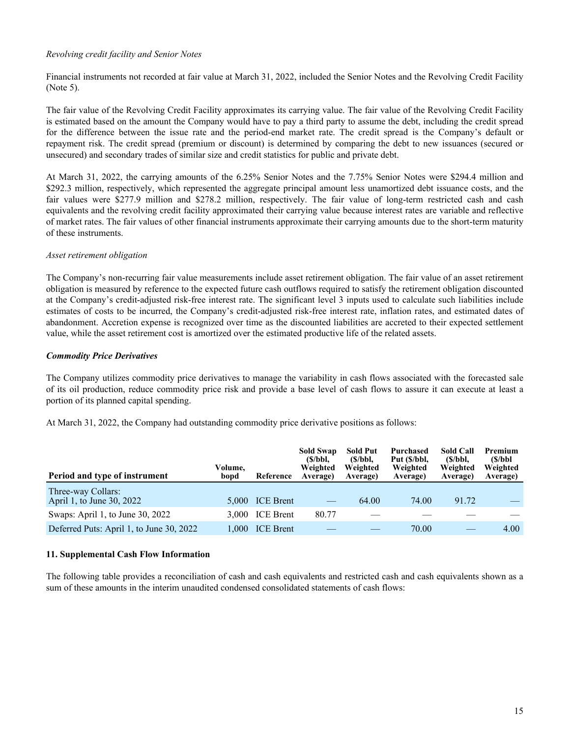*Revolving credit facility and Senior Notes*

Financial instruments not recorded at fair value at March 31, 2022, included the Senior Notes and the Revolving Credit Facility (Note 5).

The fair value of the Revolving Credit Facility approximates its carrying value. The fair value of the Revolving Credit Facility is estimated based on the amount the Company would have to pay a third party to assume the debt, including the credit spread for the difference between the issue rate and the period-end market rate. The credit spread is the Company's default or repayment risk. The credit spread (premium or discount) is determined by comparing the debt to new issuances (secured or unsecured) and secondary trades of similar size and credit statistics for public and private debt.

At March 31, 2022, the carrying amounts of the 6.25% Senior Notes and the 7.75% Senior Notes were $294.4 million and $292.3 million, respectively, which represented the aggregate principal amount less unamortized debt issuance costs, and the fair values were $277.9 million and $278.2 million, respectively. The fair value of long-term restricted cash and cash equivalents and the revolving credit facility approximated their carrying value because interest rates are variable and reflective of market rates. The fair values of other financial instruments approximate their carrying amounts due to the short-term maturity of these instruments.

*Asset retirement obligation*

The Company's non-recurring fair value measurements include asset retirement obligation. The fair value of an asset retirement obligation is measured by reference to the expected future cash outflows required to satisfy the retirement obligation discounted at the Company's credit-adjusted risk-free interest rate. The significant level 3 inputs used to calculate such liabilities include estimates of costs to be incurred, the Company's credit-adjusted risk-free interest rate, inflation rates, and estimated dates of abandonment. Accretion expense is recognized over time as the discounted liabilities are accreted to their expected settlement value, while the asset retirement cost is amortized over the estimated productive life of the related assets.

***Commodity Price Derivatives***

The Company utilizes commodity price derivatives to manage the variability in cash flows associated with the forecasted sale of its oil production, reduce commodity price risk and provide a base level of cash flows to assure it can execute at least a portion of its planned capital spending.

At March 31, 2022, the Company had outstanding commodity price derivative positions as follows:

| Period and type of instrument | Volume, bopd | Reference | Sold Swap ($/bbl, Weighted Average) | Sold Put ($/bbl, Weighted Average) | Purchased Put ($/bbl, Weighted Average) | Sold Call ($/bbl, Weighted Average) | Premium ($/bbl Weighted Average) |
|---|---|---|---|---|---|---|---|
| Three-way Collars: April 1, to June 30, 2022 | 5,000 | ICE Brent | — | 64.00 | 74.00 | 91.72 | — |
| Swaps: April 1, to June 30, 2022 | 3,000 | ICE Brent | 80.77 | — | — | — | — |
| Deferred Puts: April 1, to June 30, 2022 | 1,000 | ICE Brent | — | — | 70.00 | — | 4.00 |

**11. Supplemental Cash Flow Information**

The following table provides a reconciliation of cash and cash equivalents and restricted cash and cash equivalents shown as a sum of these amounts in the interim unaudited condensed consolidated statements of cash flows: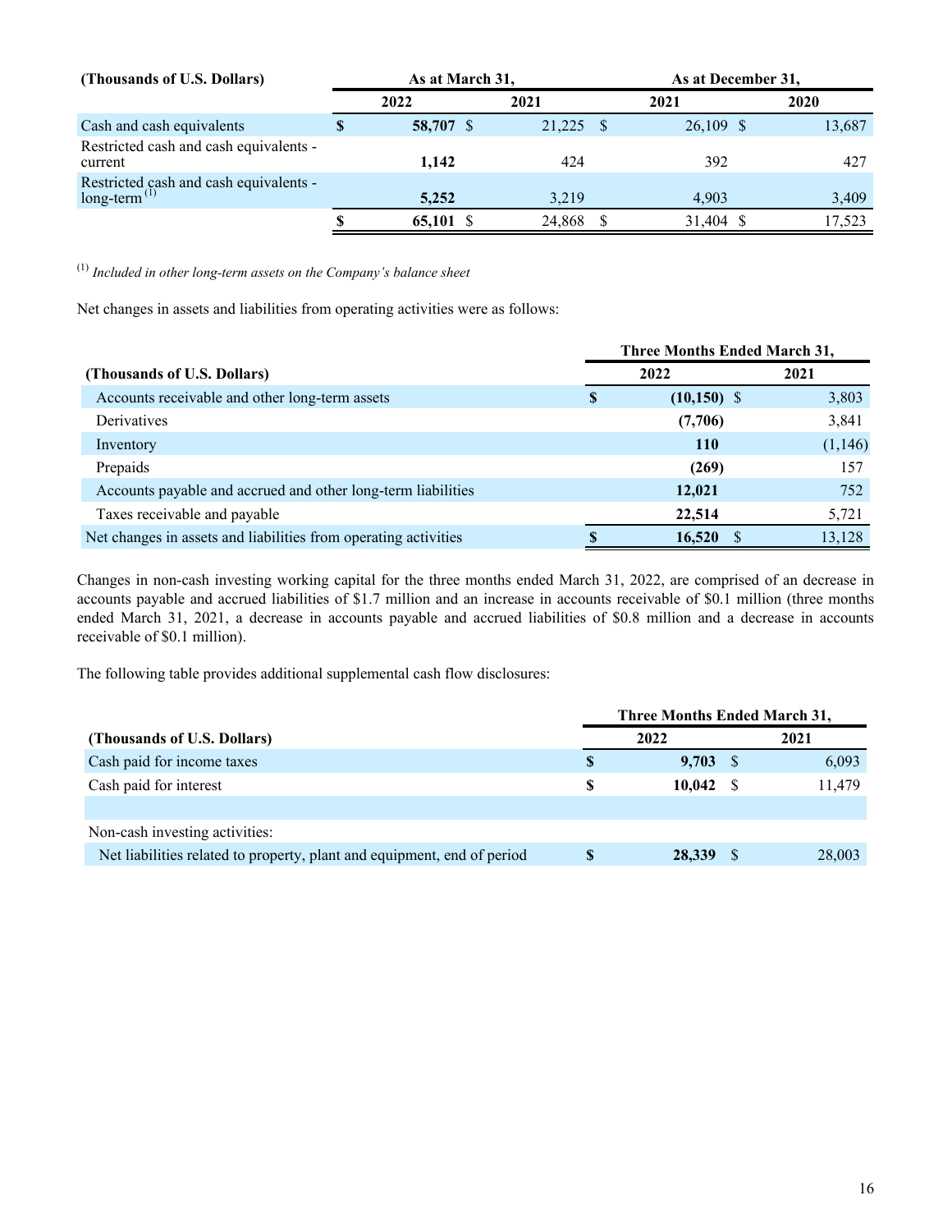| (Thousands of U.S. Dollars) | As at March 31, | | As at December 31, | |
|---|---|---|---|---|
| | 2022 | 2021 | 2021 | 2020 |
| Cash and cash equivalents | $ 58,707 | $ 21,225 | $ 26,109 | $ 13,687 |
| Restricted cash and cash equivalents - current | 1,142 | 424 | 392 | 427 |
| Restricted cash and cash equivalents - long-term [(1)] | 5,252 | 3,219 | 4,903 | 3,409 |
| | $ 65,101 | $ 24,868 | $ 31,404 | $ 17,523 |

[(1)] *Included in other long-term assets on the Company's balance sheet*

Net changes in assets and liabilities from operating activities were as follows:

| | Three Months Ended March 31, | |
|---|---|---|
| (Thousands of U.S. Dollars) | 2022 | 2021 |
| Accounts receivable and other long-term assets | $ (10,150) | $ 3,803 |
| Derivatives | (7,706) | 3,841 |
| Inventory | 110 | (1,146) |
| Prepaids | (269) | 157 |
| Accounts payable and accrued and other long-term liabilities | 12,021 | 752 |
| Taxes receivable and payable | 22,514 | 5,721 |
| Net changes in assets and liabilities from operating activities | $ 16,520 | $ 13,128 |

Changes in non-cash investing working capital for the three months ended March 31, 2022, are comprised of an decrease in accounts payable and accrued liabilities of $1.7 million and an increase in accounts receivable of $0.1 million (three months ended March 31, 2021, a decrease in accounts payable and accrued liabilities of $0.8 million and a decrease in accounts receivable of $0.1 million).

The following table provides additional supplemental cash flow disclosures:

| | Three Months Ended March 31, | |
|---|---|---|
| (Thousands of U.S. Dollars) | 2022 | 2021 |
| Cash paid for income taxes | $ 9,703 | $ 6,093 |
| Cash paid for interest | $ 10,042 | $ 11,479 |
| | | |
| Non-cash investing activities: | | |
| Net liabilities related to property, plant and equipment, end of period | $ 28,339 | $ 28,003 |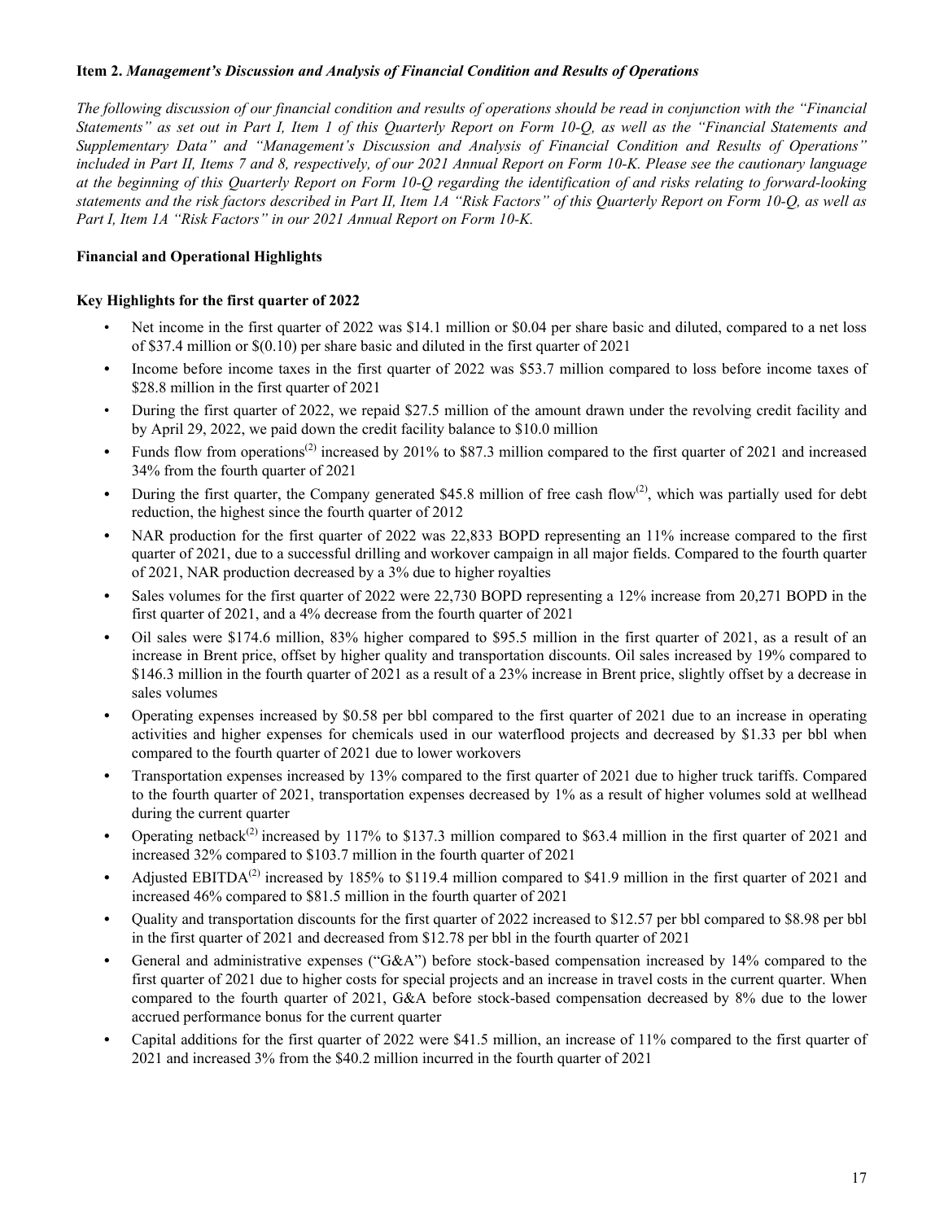**Item 2.** ***Management's Discussion and Analysis of Financial Condition and Results of Operations***

*The following discussion of our financial condition and results of operations should be read in conjunction with the "Financial Statements" as set out in Part I, Item 1 of this Quarterly Report on Form 10-Q, as well as the "Financial Statements and Supplementary Data" and "Management's Discussion and Analysis of Financial Condition and Results of Operations" included in Part II, Items 7 and 8, respectively, of our 2021 Annual Report on Form 10-K. Please see the cautionary language at the beginning of this Quarterly Report on Form 10-Q regarding the identification of and risks relating to forward-looking statements and the risk factors described in Part II, Item 1A "Risk Factors" of this Quarterly Report on Form 10-Q, as well as Part I, Item 1A "Risk Factors" in our 2021 Annual Report on Form 10-K.*

**Financial and Operational Highlights**

**Key Highlights for the first quarter of 2022**

- Net income in the first quarter of 2022 was $14.1 million or $0.04 per share basic and diluted, compared to a net loss of $37.4 million or $(0.10) per share basic and diluted in the first quarter of 2021
- Income before income taxes in the first quarter of 2022 was $53.7 million compared to loss before income taxes of $28.8 million in the first quarter of 2021
- During the first quarter of 2022, we repaid $27.5 million of the amount drawn under the revolving credit facility and by April 29, 2022, we paid down the credit facility balance to $10.0 million
- Funds flow from operations[(2)] increased by 201% to $87.3 million compared to the first quarter of 2021 and increased 34% from the fourth quarter of 2021
- During the first quarter, the Company generated $45.8 million of free cash flow[(2)], which was partially used for debt reduction, the highest since the fourth quarter of 2012
- NAR production for the first quarter of 2022 was 22,833 BOPD representing an 11% increase compared to the first quarter of 2021, due to a successful drilling and workover campaign in all major fields. Compared to the fourth quarter of 2021, NAR production decreased by a 3% due to higher royalties
- Sales volumes for the first quarter of 2022 were 22,730 BOPD representing a 12% increase from 20,271 BOPD in the first quarter of 2021, and a 4% decrease from the fourth quarter of 2021
- Oil sales were $174.6 million, 83% higher compared to $95.5 million in the first quarter of 2021, as a result of an increase in Brent price, offset by higher quality and transportation discounts. Oil sales increased by 19% compared to $146.3 million in the fourth quarter of 2021 as a result of a 23% increase in Brent price, slightly offset by a decrease in sales volumes
- Operating expenses increased by $0.58 per bbl compared to the first quarter of 2021 due to an increase in operating activities and higher expenses for chemicals used in our waterflood projects and decreased by $1.33 per bbl when compared to the fourth quarter of 2021 due to lower workovers
- Transportation expenses increased by 13% compared to the first quarter of 2021 due to higher truck tariffs. Compared to the fourth quarter of 2021, transportation expenses decreased by 1% as a result of higher volumes sold at wellhead during the current quarter
- Operating netback[(2)] increased by 117% to $137.3 million compared to $63.4 million in the first quarter of 2021 and increased 32% compared to $103.7 million in the fourth quarter of 2021
- Adjusted EBITDA[(2)] increased by 185% to $119.4 million compared to $41.9 million in the first quarter of 2021 and increased 46% compared to $81.5 million in the fourth quarter of 2021
- Quality and transportation discounts for the first quarter of 2022 increased to $12.57 per bbl compared to $8.98 per bbl in the first quarter of 2021 and decreased from $12.78 per bbl in the fourth quarter of 2021
- General and administrative expenses ("G&A") before stock-based compensation increased by 14% compared to the first quarter of 2021 due to higher costs for special projects and an increase in travel costs in the current quarter. When compared to the fourth quarter of 2021, G&A before stock-based compensation decreased by 8% due to the lower accrued performance bonus for the current quarter
- Capital additions for the first quarter of 2022 were $41.5 million, an increase of 11% compared to the first quarter of 2021 and increased 3% from the $40.2 million incurred in the fourth quarter of 2021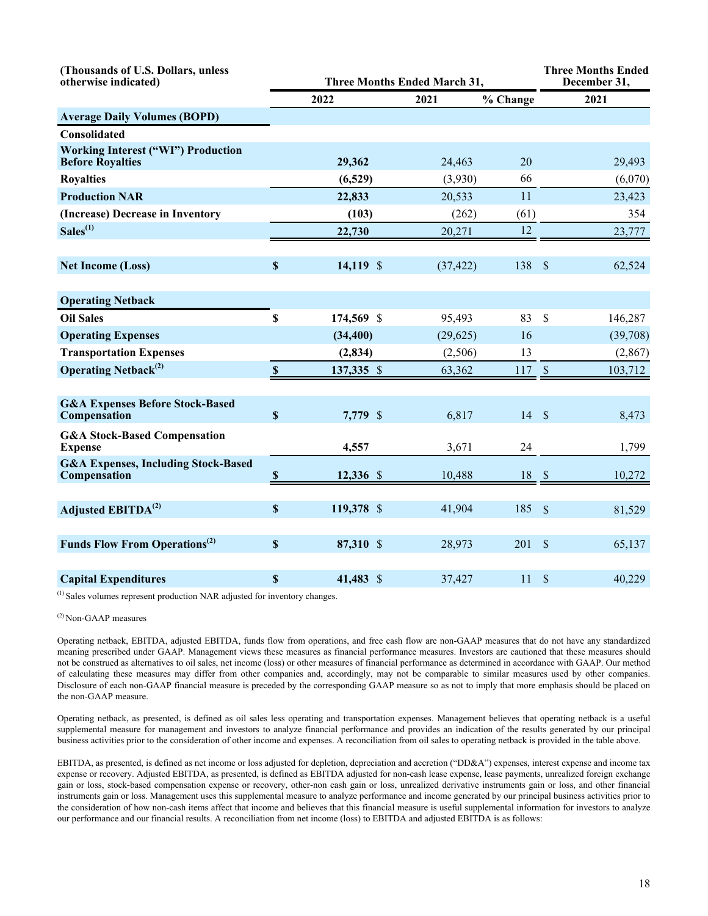| (Thousands of U.S. Dollars, unless otherwise indicated) | Three Months Ended March 31, | | | Three Months Ended December 31, |
|---|---|---|---|---|
| | 2022 | 2021 | % Change | 2021 |
| **Average Daily Volumes (BOPD)** | | | | |
| **Consolidated** | | | | |
| **Working Interest ("WI") Production Before Royalties** | **29,362** | 24,463 | 20 | 29,493 |
| **Royalties** | **(6,529)** | (3,930) | 66 | (6,070) |
| **Production NAR** | **22,833** | 20,533 | 11 | 23,423 |
| **(Increase) Decrease in Inventory** | **(103)** | (262) | (61) | 354 |
| **Sales**[1] | **22,730** | 20,271 | 12 | 23,777 |
| | | | | |
| **Net Income (Loss)** | **$ 14,119** | $ (37,422) | 138 | $ 62,524 |
| | | | | |
| **Operating Netback** | | | | |
| **Oil Sales** | **$ 174,569** | $ 95,493 | 83 | $ 146,287 |
| **Operating Expenses** | **(34,400)** | (29,625) | 16 | (39,708) |
| **Transportation Expenses** | **(2,834)** | (2,506) | 13 | (2,867) |
| **Operating Netback**[2] | **$ 137,335** | $ 63,362 | 117 | $ 103,712 |
| | | | | |
| **G&A Expenses Before Stock-Based Compensation** | **$ 7,779** | $ 6,817 | 14 | $ 8,473 |
| **G&A Stock-Based Compensation Expense** | **4,557** | 3,671 | 24 | 1,799 |
| **G&A Expenses, Including Stock-Based Compensation** | **$ 12,336** | $ 10,488 | 18 | $ 10,272 |
| | | | | |
| **Adjusted EBITDA**[2] | **$ 119,378** | $ 41,904 | 185 | $ 81,529 |
| | | | | |
| **Funds Flow From Operations**[2] | **$ 87,310** | $ 28,973 | 201 | $ 65,137 |
| | | | | |
| **Capital Expenditures** | **$ 41,483** | $ 37,427 | 11 | $ 40,229 |

[1] Sales volumes represent production NAR adjusted for inventory changes.

[2] Non-GAAP measures

Operating netback, EBITDA, adjusted EBITDA, funds flow from operations, and free cash flow are non-GAAP measures that do not have any standardized meaning prescribed under GAAP. Management views these measures as financial performance measures. Investors are cautioned that these measures should not be construed as alternatives to oil sales, net income (loss) or other measures of financial performance as determined in accordance with GAAP. Our method of calculating these measures may differ from other companies and, accordingly, may not be comparable to similar measures used by other companies. Disclosure of each non-GAAP financial measure is preceded by the corresponding GAAP measure so as not to imply that more emphasis should be placed on the non-GAAP measure.

Operating netback, as presented, is defined as oil sales less operating and transportation expenses. Management believes that operating netback is a useful supplemental measure for management and investors to analyze financial performance and provides an indication of the results generated by our principal business activities prior to the consideration of other income and expenses. A reconciliation from oil sales to operating netback is provided in the table above.

EBITDA, as presented, is defined as net income or loss adjusted for depletion, depreciation and accretion ("DD&A") expenses, interest expense and income tax expense or recovery. Adjusted EBITDA, as presented, is defined as EBITDA adjusted for non-cash lease expense, lease payments, unrealized foreign exchange gain or loss, stock-based compensation expense or recovery, other-non cash gain or loss, unrealized derivative instruments gain or loss, and other financial instruments gain or loss. Management uses this supplemental measure to analyze performance and income generated by our principal business activities prior to the consideration of how non-cash items affect that income and believes that this financial measure is useful supplemental information for investors to analyze our performance and our financial results. A reconciliation from net income (loss) to EBITDA and adjusted EBITDA is as follows: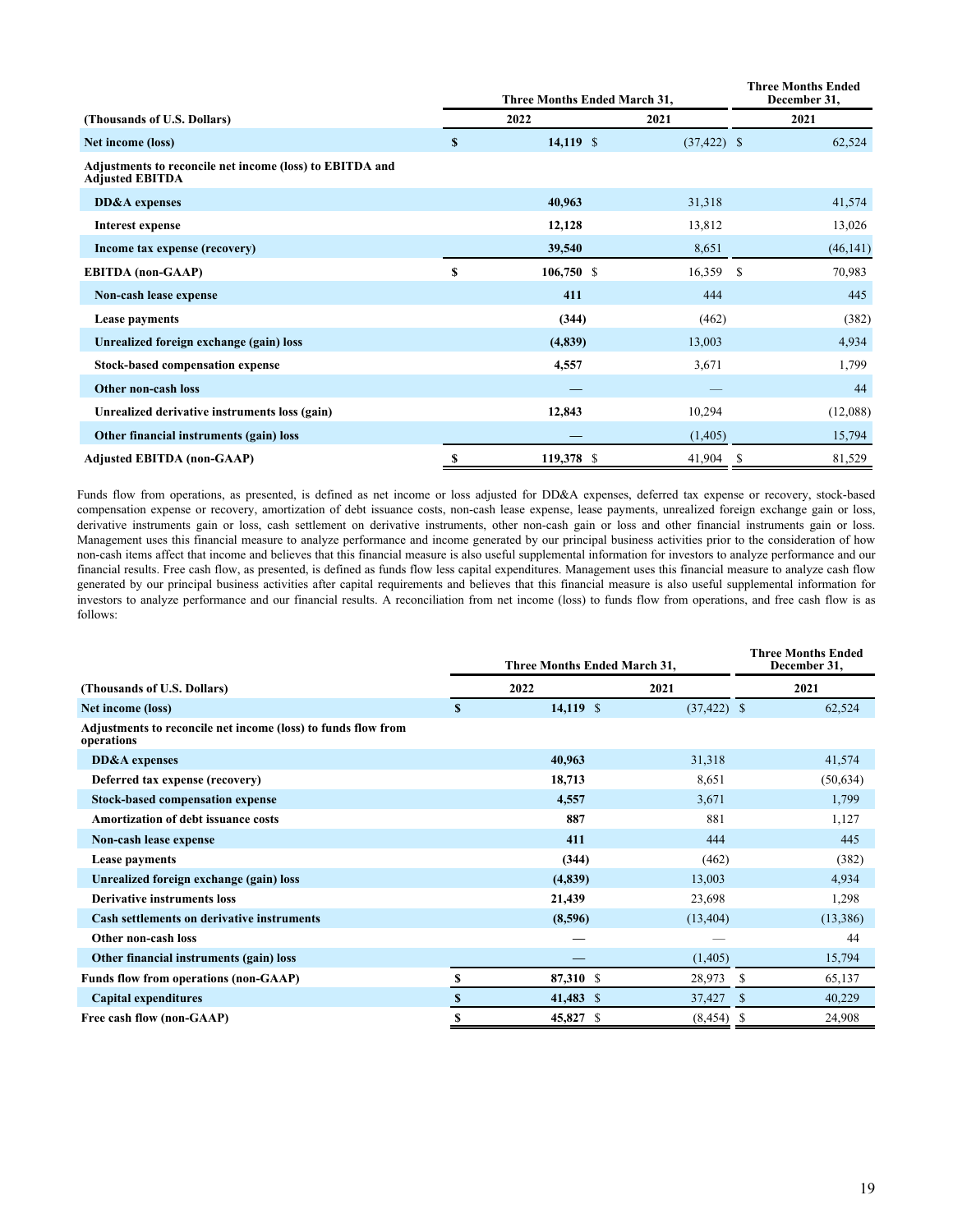| (Thousands of U.S. Dollars) | Three Months Ended March 31, 2022 | Three Months Ended March 31, 2021 | Three Months Ended December 31, 2021 |
|---|---|---|---|
| **Net income (loss)** | **$ 14,119** | $ (37,422) | $ 62,524 |
| **Adjustments to reconcile net income (loss) to EBITDA and Adjusted EBITDA** | | | |
| **DD&A expenses** | **40,963** | 31,318 | 41,574 |
| **Interest expense** | **12,128** | 13,812 | 13,026 |
| **Income tax expense (recovery)** | **39,540** | 8,651 | (46,141) |
| **EBITDA (non-GAAP)** | **$ 106,750** | $ 16,359 | $ 70,983 |
| **Non-cash lease expense** | **411** | 444 | 445 |
| **Lease payments** | **(344)** | (462) | (382) |
| **Unrealized foreign exchange (gain) loss** | **(4,839)** | 13,003 | 4,934 |
| **Stock-based compensation expense** | **4,557** | 3,671 | 1,799 |
| **Other non-cash loss** | **—** | — | 44 |
| **Unrealized derivative instruments loss (gain)** | **12,843** | 10,294 | (12,088) |
| **Other financial instruments (gain) loss** | **—** | (1,405) | 15,794 |
| **Adjusted EBITDA (non-GAAP)** | **$ 119,378** | $ 41,904 | $ 81,529 |

Funds flow from operations, as presented, is defined as net income or loss adjusted for DD&A expenses, deferred tax expense or recovery, stock-based compensation expense or recovery, amortization of debt issuance costs, non-cash lease expense, lease payments, unrealized foreign exchange gain or loss, derivative instruments gain or loss, cash settlement on derivative instruments, other non-cash gain or loss and other financial instruments gain or loss. Management uses this financial measure to analyze performance and income generated by our principal business activities prior to the consideration of how non-cash items affect that income and believes that this financial measure is also useful supplemental information for investors to analyze performance and our financial results. Free cash flow, as presented, is defined as funds flow less capital expenditures. Management uses this financial measure to analyze cash flow generated by our principal business activities after capital requirements and believes that this financial measure is also useful supplemental information for investors to analyze performance and our financial results. A reconciliation from net income (loss) to funds flow from operations, and free cash flow is as follows:

| (Thousands of U.S. Dollars) | Three Months Ended March 31, 2022 | Three Months Ended March 31, 2021 | Three Months Ended December 31, 2021 |
|---|---|---|---|
| **Net income (loss)** | **$ 14,119** | $ (37,422) | $ 62,524 |
| **Adjustments to reconcile net income (loss) to funds flow from operations** | | | |
| **DD&A expenses** | **40,963** | 31,318 | 41,574 |
| **Deferred tax expense (recovery)** | **18,713** | 8,651 | (50,634) |
| **Stock-based compensation expense** | **4,557** | 3,671 | 1,799 |
| **Amortization of debt issuance costs** | **887** | 881 | 1,127 |
| **Non-cash lease expense** | **411** | 444 | 445 |
| **Lease payments** | **(344)** | (462) | (382) |
| **Unrealized foreign exchange (gain) loss** | **(4,839)** | 13,003 | 4,934 |
| **Derivative instruments loss** | **21,439** | 23,698 | 1,298 |
| **Cash settlements on derivative instruments** | **(8,596)** | (13,404) | (13,386) |
| **Other non-cash loss** | **—** | — | 44 |
| **Other financial instruments (gain) loss** | **—** | (1,405) | 15,794 |
| **Funds flow from operations (non-GAAP)** | **$ 87,310** | $ 28,973 | $ 65,137 |
| **Capital expenditures** | **$ 41,483** | $ 37,427 | $ 40,229 |
| **Free cash flow (non-GAAP)** | **$ 45,827** | $ (8,454) | $ 24,908 |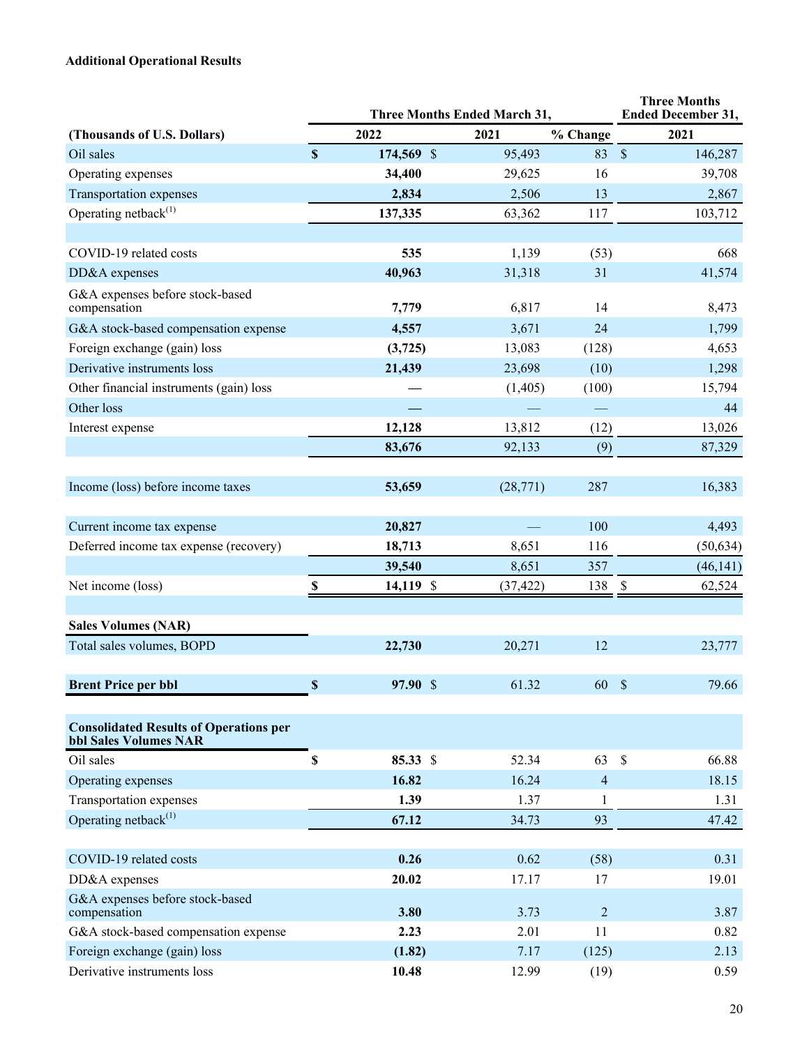**Additional Operational Results**

| (Thousands of U.S. Dollars) | Three Months Ended March 31, 2022 | 2021 | % Change | Three Months Ended December 31, 2021 |
|---|---|---|---|---|
| Oil sales | $ **174,569** | $ 95,493 | 83 | $ 146,287 |
| Operating expenses | **34,400** | 29,625 | 16 | 39,708 |
| Transportation expenses | **2,834** | 2,506 | 13 | 2,867 |
| Operating netback[(1)] | **137,335** | 63,362 | 117 | 103,712 |
| | | | | |
| COVID-19 related costs | **535** | 1,139 | (53) | 668 |
| DD&A expenses | **40,963** | 31,318 | 31 | 41,574 |
| G&A expenses before stock-based compensation | **7,779** | 6,817 | 14 | 8,473 |
| G&A stock-based compensation expense | **4,557** | 3,671 | 24 | 1,799 |
| Foreign exchange (gain) loss | **(3,725)** | 13,083 | (128) | 4,653 |
| Derivative instruments loss | **21,439** | 23,698 | (10) | 1,298 |
| Other financial instruments (gain) loss | **—** | (1,405) | (100) | 15,794 |
| Other loss | **—** | — | — | 44 |
| Interest expense | **12,128** | 13,812 | (12) | 13,026 |
| | **83,676** | 92,133 | (9) | 87,329 |
| | | | | |
| Income (loss) before income taxes | **53,659** | (28,771) | 287 | 16,383 |
| | | | | |
| Current income tax expense | **20,827** | — | 100 | 4,493 |
| Deferred income tax expense (recovery) | **18,713** | 8,651 | 116 | (50,634) |
| | **39,540** | 8,651 | 357 | (46,141) |
| Net income (loss) | $ **14,119** | $ (37,422) | 138 | $ 62,524 |
| | | | | |
| **Sales Volumes (NAR)** | | | | |
| Total sales volumes, BOPD | **22,730** | 20,271 | 12 | 23,777 |
| | | | | |
| **Brent Price per bbl** | $ **97.90** | $ 61.32 | 60 | $ 79.66 |
| | | | | |
| **Consolidated Results of Operations per bbl Sales Volumes NAR** | | | | |
| Oil sales | $ **85.33** | $ 52.34 | 63 | $ 66.88 |
| Operating expenses | **16.82** | 16.24 | 4 | 18.15 |
| Transportation expenses | **1.39** | 1.37 | 1 | 1.31 |
| Operating netback[(1)] | **67.12** | 34.73 | 93 | 47.42 |
| | | | | |
| COVID-19 related costs | **0.26** | 0.62 | (58) | 0.31 |
| DD&A expenses | **20.02** | 17.17 | 17 | 19.01 |
| G&A expenses before stock-based compensation | **3.80** | 3.73 | 2 | 3.87 |
| G&A stock-based compensation expense | **2.23** | 2.01 | 11 | 0.82 |
| Foreign exchange (gain) loss | **(1.82)** | 7.17 | (125) | 2.13 |
| Derivative instruments loss | **10.48** | 12.99 | (19) | 0.59 |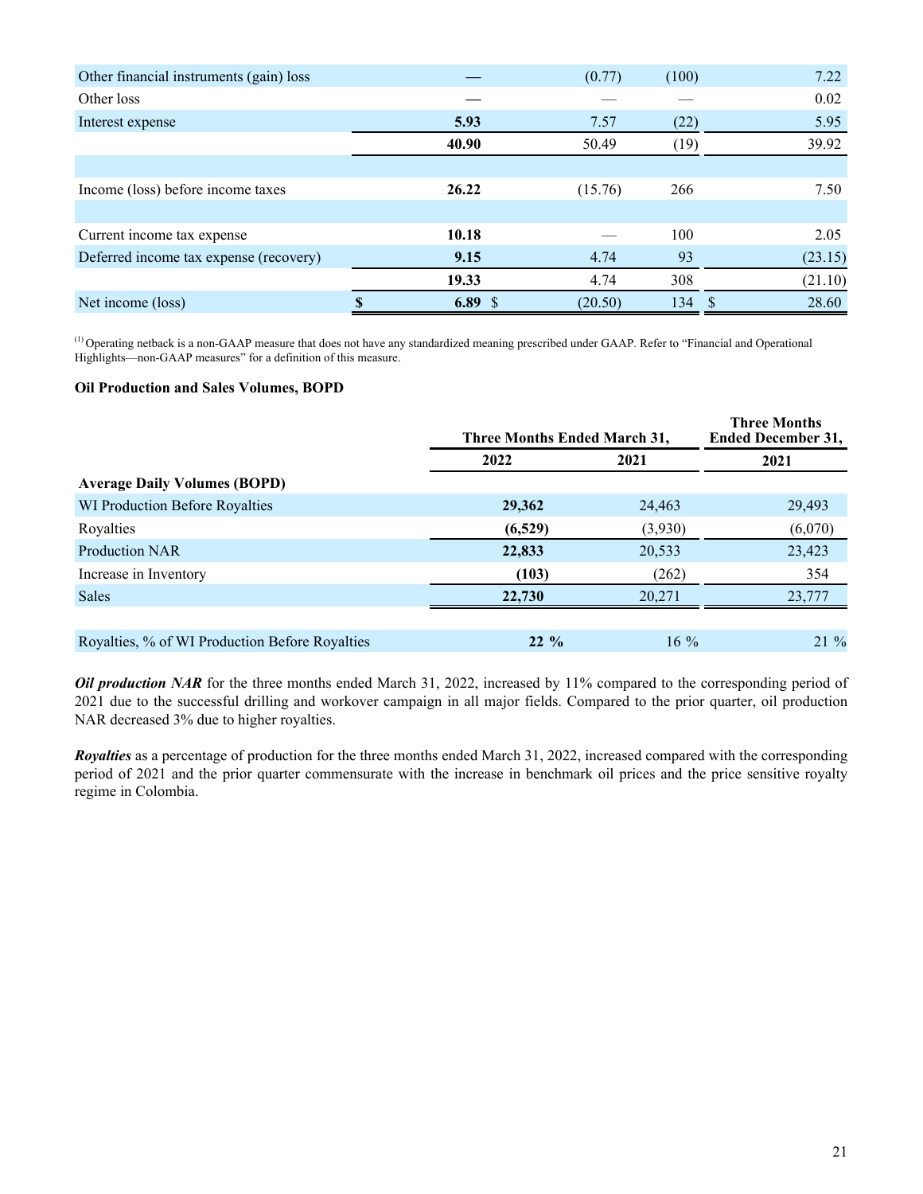| | | | | |
|---|---|---|---|---|
| Other financial instruments (gain) loss | — | (0.77) | (100) | 7.22 |
| Other loss | — | — | — | 0.02 |
| Interest expense | **5.93** | 7.57 | (22) | 5.95 |
| | **40.90** | 50.49 | (19) | 39.92 |
| | | | | |
| Income (loss) before income taxes | **26.22** | (15.76) | 266 | 7.50 |
| | | | | |
| Current income tax expense | **10.18** | — | 100 | 2.05 |
| Deferred income tax expense (recovery) | **9.15** | 4.74 | 93 | (23.15) |
| | **19.33** | 4.74 | 308 | (21.10) |
| Net income (loss) | **$ 6.89** | $ (20.50) | 134 | $ 28.60 |

[(1)] Operating netback is a non-GAAP measure that does not have any standardized meaning prescribed under GAAP. Refer to "Financial and Operational Highlights—non-GAAP measures" for a definition of this measure.

**Oil Production and Sales Volumes, BOPD**

| | Three Months Ended March 31, | | Three Months Ended December 31, |
|---|---|---|---|
| | 2022 | 2021 | 2021 |
| **Average Daily Volumes (BOPD)** | | | |
| WI Production Before Royalties | **29,362** | 24,463 | 29,493 |
| Royalties | **(6,529)** | (3,930) | (6,070) |
| Production NAR | **22,833** | 20,533 | 23,423 |
| Increase in Inventory | **(103)** | (262) | 354 |
| Sales | **22,730** | 20,271 | 23,777 |
| | | | |
| Royalties, % of WI Production Before Royalties | **22 %** | 16 % | 21 % |

***Oil production NAR*** for the three months ended March 31, 2022, increased by 11% compared to the corresponding period of 2021 due to the successful drilling and workover campaign in all major fields. Compared to the prior quarter, oil production NAR decreased 3% due to higher royalties.

***Royalties*** as a percentage of production for the three months ended March 31, 2022, increased compared with the corresponding period of 2021 and the prior quarter commensurate with the increase in benchmark oil prices and the price sensitive royalty regime in Colombia.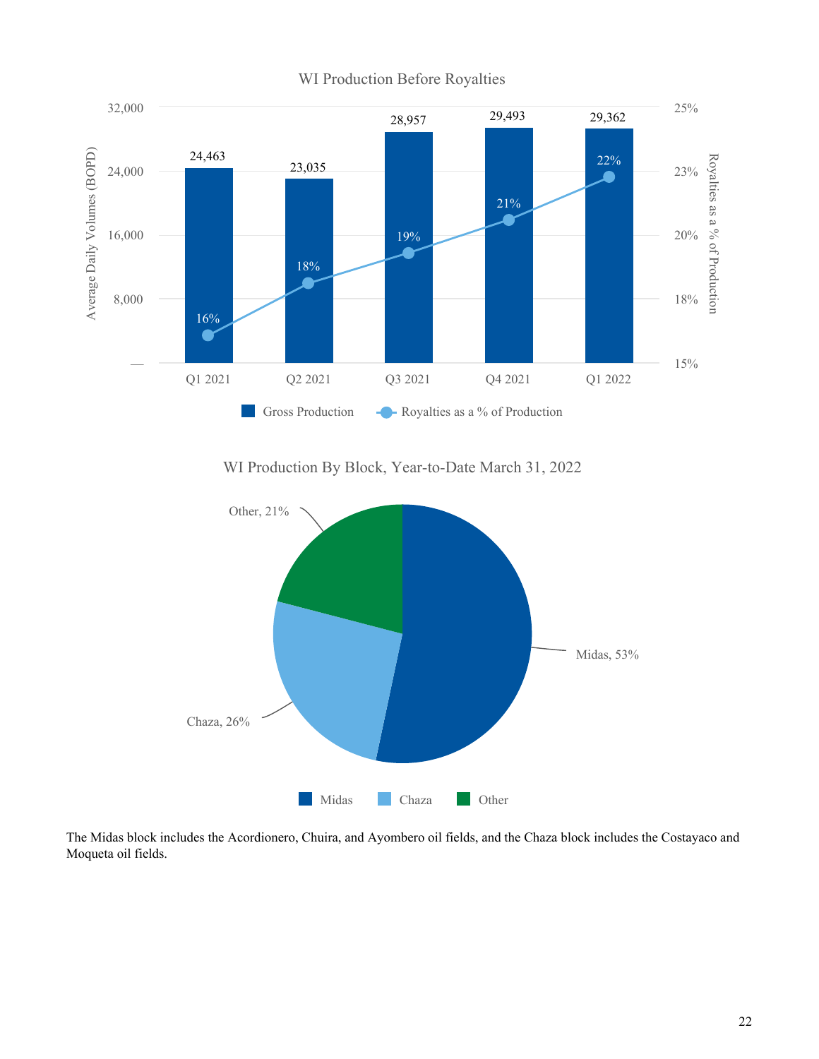WI Production Before Royalties

| | Q1 2021 | Q2 2021 | Q3 2021 | Q4 2021 | Q1 2022 |
|---|---|---|---|---|---|
| Gross Production (Average Daily Volumes, BOPD) | 24,463 | 23,035 | 28,957 | 29,493 | 29,362 |
| Royalties as a % of Production | 16% | 18% | 19% | 21% | 22% |

WI Production By Block, Year-to-Date March 31, 2022

| Block | % |
|---|---|
| Midas | 53% |
| Chaza | 26% |
| Other | 21% |

The Midas block includes the Acordionero, Chuira, and Ayombero oil fields, and the Chaza block includes the Costayaco and Moqueta oil fields.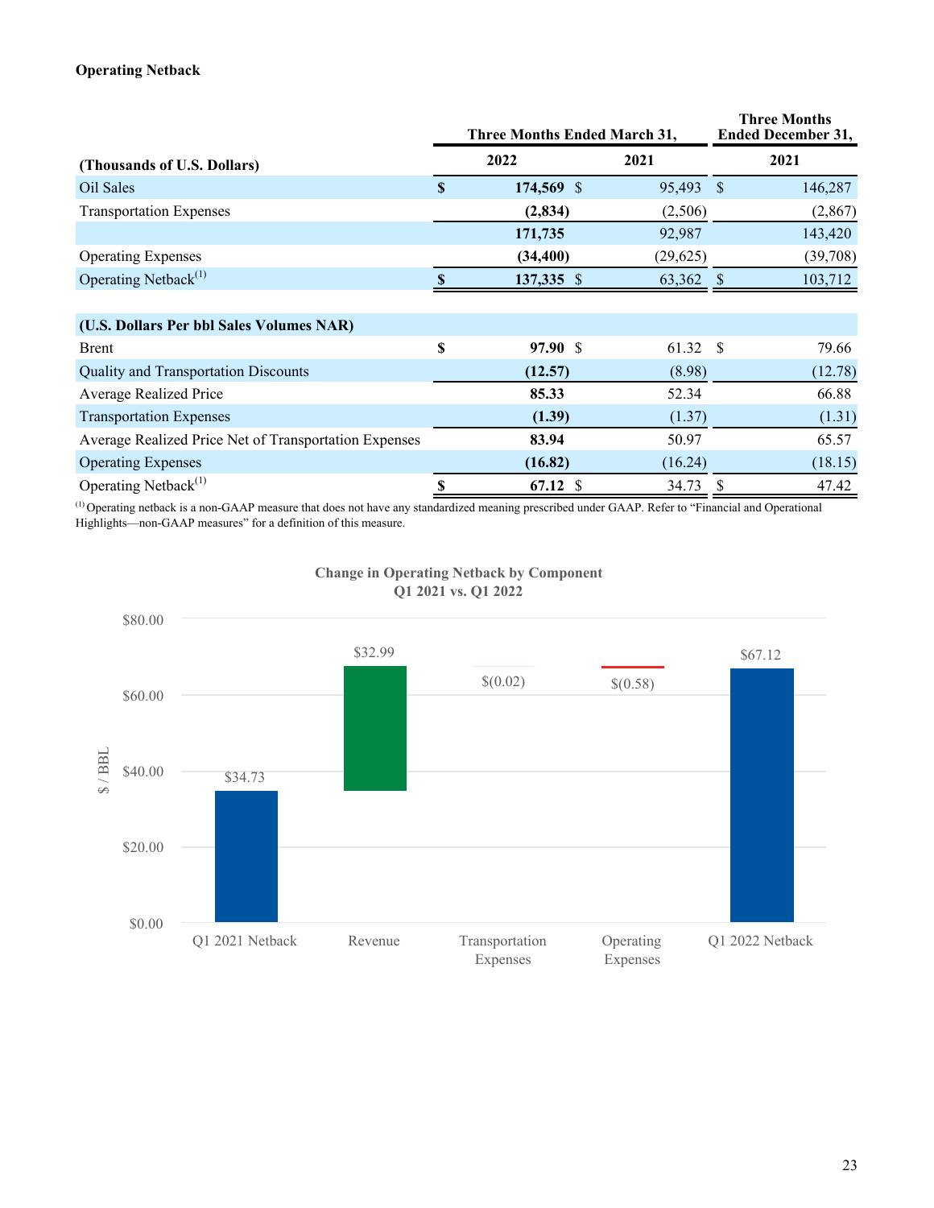**Operating Netback**

| (Thousands of U.S. Dollars) | Three Months Ended March 31, 2022 | Three Months Ended March 31, 2021 | Three Months Ended December 31, 2021 |
|---|---|---|---|
| Oil Sales | **$ 174,569** | $ 95,493 | $ 146,287 |
| Transportation Expenses | **(2,834)** | (2,506) | (2,867) |
| | **171,735** | 92,987 | 143,420 |
| Operating Expenses | **(34,400)** | (29,625) | (39,708) |
| Operating Netback[(1)] | **$ 137,335** | $ 63,362 | $ 103,712 |
| **(U.S. Dollars Per bbl Sales Volumes NAR)** | | | |
| Brent | **$ 97.90** | $ 61.32 | $ 79.66 |
| Quality and Transportation Discounts | **(12.57)** | (8.98) | (12.78) |
| Average Realized Price | **85.33** | 52.34 | 66.88 |
| Transportation Expenses | **(1.39)** | (1.37) | (1.31) |
| Average Realized Price Net of Transportation Expenses | **83.94** | 50.97 | 65.57 |
| Operating Expenses | **(16.82)** | (16.24) | (18.15) |
| Operating Netback[(1)] | **$ 67.12** | $ 34.73 | $ 47.42 |

[(1)] Operating netback is a non-GAAP measure that does not have any standardized meaning prescribed under GAAP. Refer to "Financial and Operational Highlights—non-GAAP measures" for a definition of this measure.

**Change in Operating Netback by Component**
**Q1 2021 vs. Q1 2022**

| Component | $ / BBL |
|---|---|
| Q1 2021 Netback | $34.73 |
| Revenue | $32.99 |
| Transportation Expenses | $(0.02) |
| Operating Expenses | $(0.58) |
| Q1 2022 Netback | $67.12 |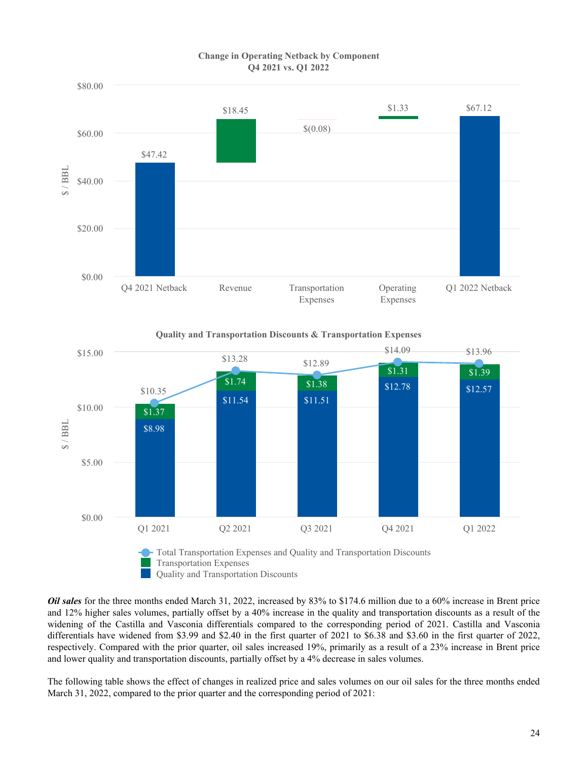**Change in Operating Netback by Component**
**Q4 2021 vs. Q1 2022**

| Component | $ / BBL |
| --- | --- |
| Q4 2021 Netback | $47.42 |
| Revenue | $18.45 |
| Transportation Expenses | $(0.08) |
| Operating Expenses | $1.33 |
| Q1 2022 Netback | $67.12 |

**Quality and Transportation Discounts & Transportation Expenses**

| $ / BBL | Q1 2021 | Q2 2021 | Q3 2021 | Q4 2021 | Q1 2022 |
| --- | --- | --- | --- | --- | --- |
| Quality and Transportation Discounts | $8.98 | $11.54 | $11.51 | $12.78 | $12.57 |
| Transportation Expenses | $1.37 | $1.74 | $1.38 | $1.31 | $1.39 |
| Total Transportation Expenses and Quality and Transportation Discounts | $10.35 | $13.28 | $12.89 | $14.09 | $13.96 |

***Oil sales*** for the three months ended March 31, 2022, increased by 83% to $174.6 million due to a 60% increase in Brent price and 12% higher sales volumes, partially offset by a 40% increase in the quality and transportation discounts as a result of the widening of the Castilla and Vasconia differentials compared to the corresponding period of 2021. Castilla and Vasconia differentials have widened from $3.99 and $2.40 in the first quarter of 2021 to $6.38 and $3.60 in the first quarter of 2022, respectively. Compared with the prior quarter, oil sales increased 19%, primarily as a result of a 23% increase in Brent price and lower quality and transportation discounts, partially offset by a 4% decrease in sales volumes.

The following table shows the effect of changes in realized price and sales volumes on our oil sales for the three months ended March 31, 2022, compared to the prior quarter and the corresponding period of 2021: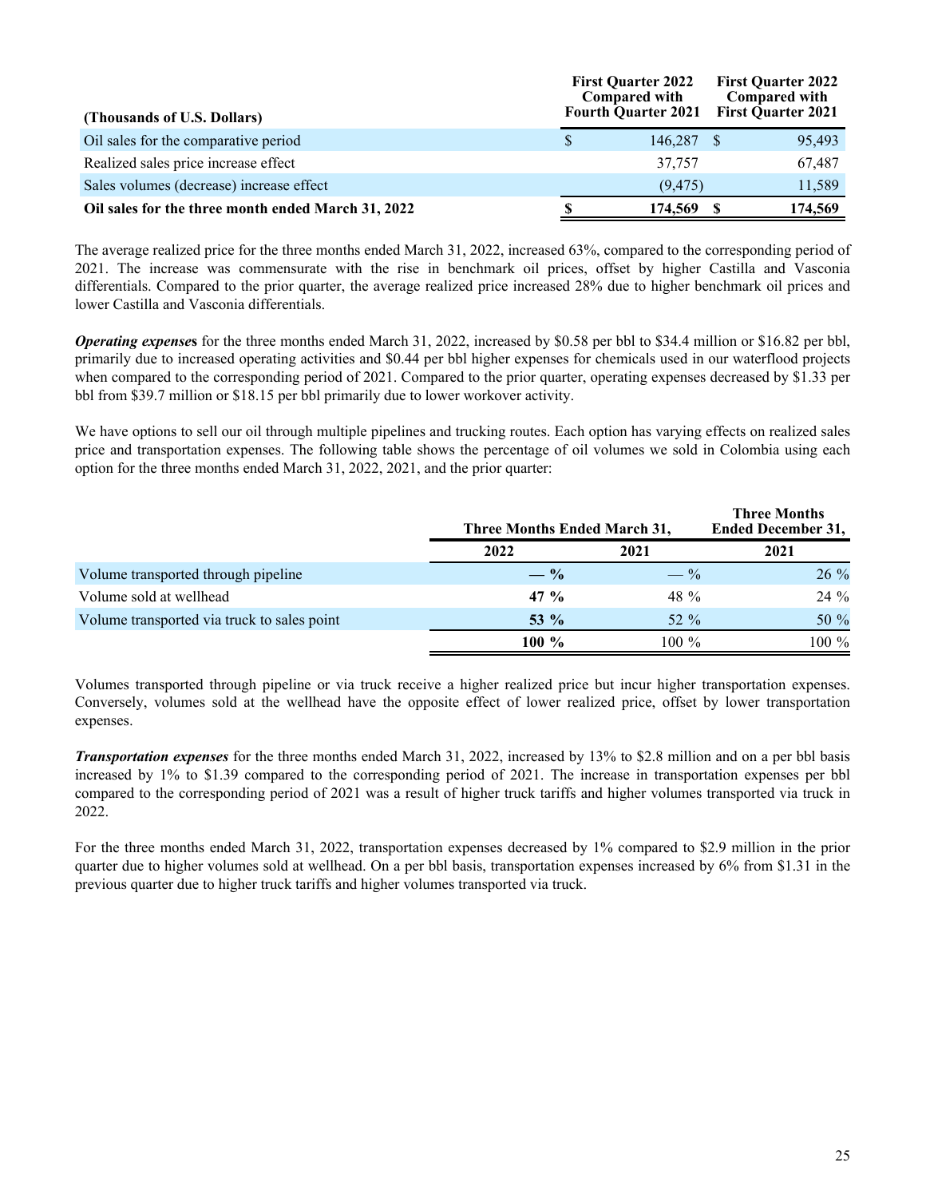| (Thousands of U.S. Dollars) | First Quarter 2022 Compared with Fourth Quarter 2021 | First Quarter 2022 Compared with First Quarter 2021 |
|---|---|---|
| Oil sales for the comparative period | $ 146,287 | $ 95,493 |
| Realized sales price increase effect | 37,757 | 67,487 |
| Sales volumes (decrease) increase effect | (9,475) | 11,589 |
| **Oil sales for the three month ended March 31, 2022** | **$ 174,569** | **$ 174,569** |

The average realized price for the three months ended March 31, 2022, increased 63%, compared to the corresponding period of 2021. The increase was commensurate with the rise in benchmark oil prices, offset by higher Castilla and Vasconia differentials. Compared to the prior quarter, the average realized price increased 28% due to higher benchmark oil prices and lower Castilla and Vasconia differentials.

***Operating expenses*** for the three months ended March 31, 2022, increased by $0.58 per bbl to $34.4 million or $16.82 per bbl, primarily due to increased operating activities and $0.44 per bbl higher expenses for chemicals used in our waterflood projects when compared to the corresponding period of 2021. Compared to the prior quarter, operating expenses decreased by $1.33 per bbl from $39.7 million or $18.15 per bbl primarily due to lower workover activity.

We have options to sell our oil through multiple pipelines and trucking routes. Each option has varying effects on realized sales price and transportation expenses. The following table shows the percentage of oil volumes we sold in Colombia using each option for the three months ended March 31, 2022, 2021, and the prior quarter:

| | Three Months Ended March 31, | | Three Months Ended December 31, |
|---|---|---|---|
| | **2022** | **2021** | **2021** |
| Volume transported through pipeline | **— %** | — % | 26 % |
| Volume sold at wellhead | **47 %** | 48 % | 24 % |
| Volume transported via truck to sales point | **53 %** | 52 % | 50 % |
| | **100 %** | 100 % | 100 % |

Volumes transported through pipeline or via truck receive a higher realized price but incur higher transportation expenses. Conversely, volumes sold at the wellhead have the opposite effect of lower realized price, offset by lower transportation expenses.

***Transportation expenses*** for the three months ended March 31, 2022, increased by 13% to $2.8 million and on a per bbl basis increased by 1% to $1.39 compared to the corresponding period of 2021. The increase in transportation expenses per bbl compared to the corresponding period of 2021 was a result of higher truck tariffs and higher volumes transported via truck in 2022.

For the three months ended March 31, 2022, transportation expenses decreased by 1% compared to $2.9 million in the prior quarter due to higher volumes sold at wellhead. On a per bbl basis, transportation expenses increased by 6% from $1.31 in the previous quarter due to higher truck tariffs and higher volumes transported via truck.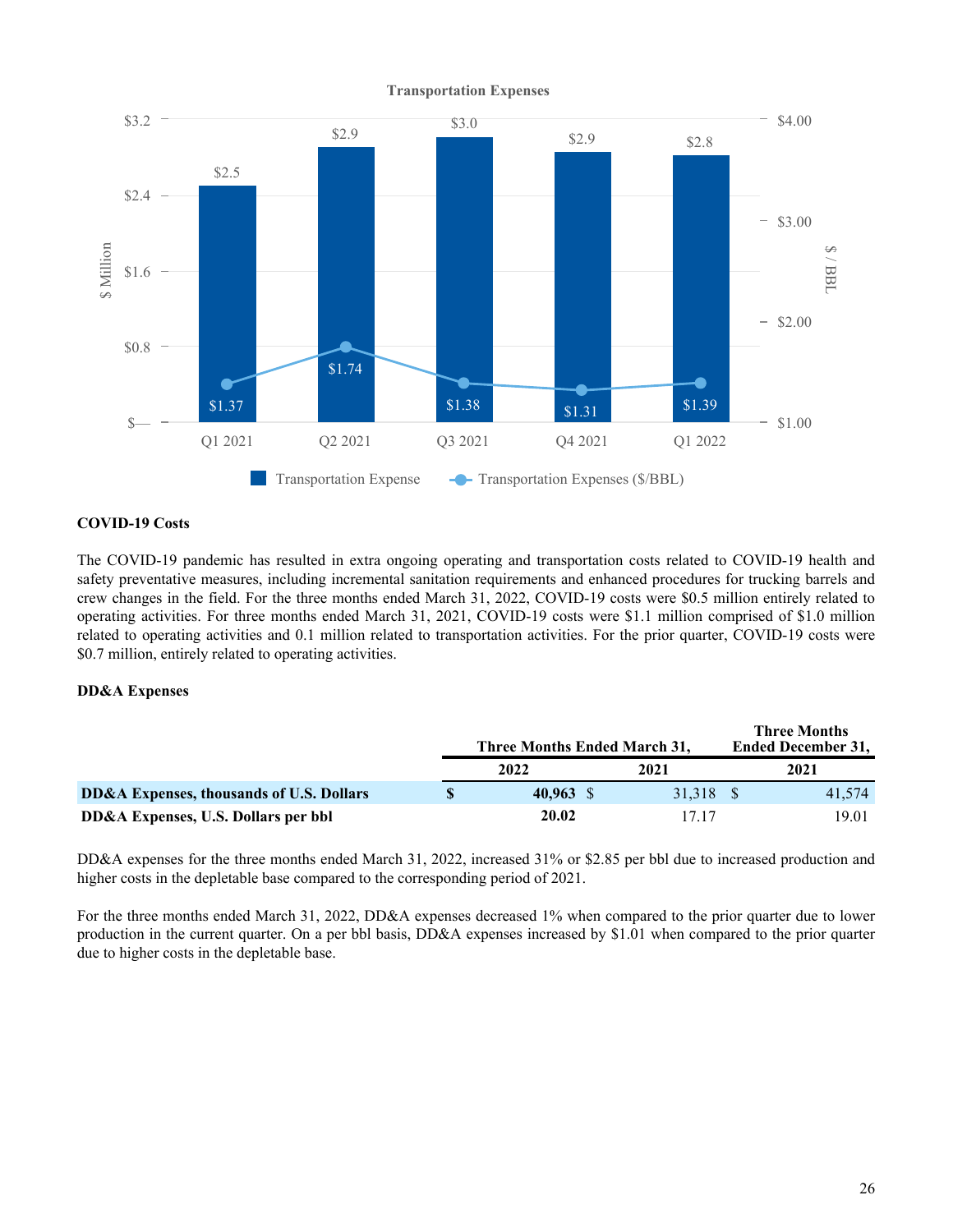**Transportation Expenses**

| | Q1 2021 | Q2 2021 | Q3 2021 | Q4 2021 | Q1 2022 |
|---|---|---|---|---|---|
| Transportation Expense ($ Million) | $2.5 | $2.9 | $3.0 | $2.9 | $2.8 |
| Transportation Expenses ($/BBL) | $1.37 | $1.74 | $1.38 | $1.31 | $1.39 |

**COVID-19 Costs**

The COVID-19 pandemic has resulted in extra ongoing operating and transportation costs related to COVID-19 health and safety preventative measures, including incremental sanitation requirements and enhanced procedures for trucking barrels and crew changes in the field. For the three months ended March 31, 2022, COVID-19 costs were $0.5 million entirely related to operating activities. For three months ended March 31, 2021, COVID-19 costs were $1.1 million comprised of $1.0 million related to operating activities and 0.1 million related to transportation activities. For the prior quarter, COVID-19 costs were $0.7 million, entirely related to operating activities.

**DD&A Expenses**

| | Three Months Ended March 31, | | Three Months Ended December 31, |
|---|---|---|---|
| | 2022 | 2021 | 2021 |
| **DD&A Expenses, thousands of U.S. Dollars** | **$ 40,963** | $ 31,318 | $ 41,574 |
| **DD&A Expenses, U.S. Dollars per bbl** | **20.02** | 17.17 | 19.01 |

DD&A expenses for the three months ended March 31, 2022, increased 31% or $2.85 per bbl due to increased production and higher costs in the depletable base compared to the corresponding period of 2021.

For the three months ended March 31, 2022, DD&A expenses decreased 1% when compared to the prior quarter due to lower production in the current quarter. On a per bbl basis, DD&A expenses increased by $1.01 when compared to the prior quarter due to higher costs in the depletable base.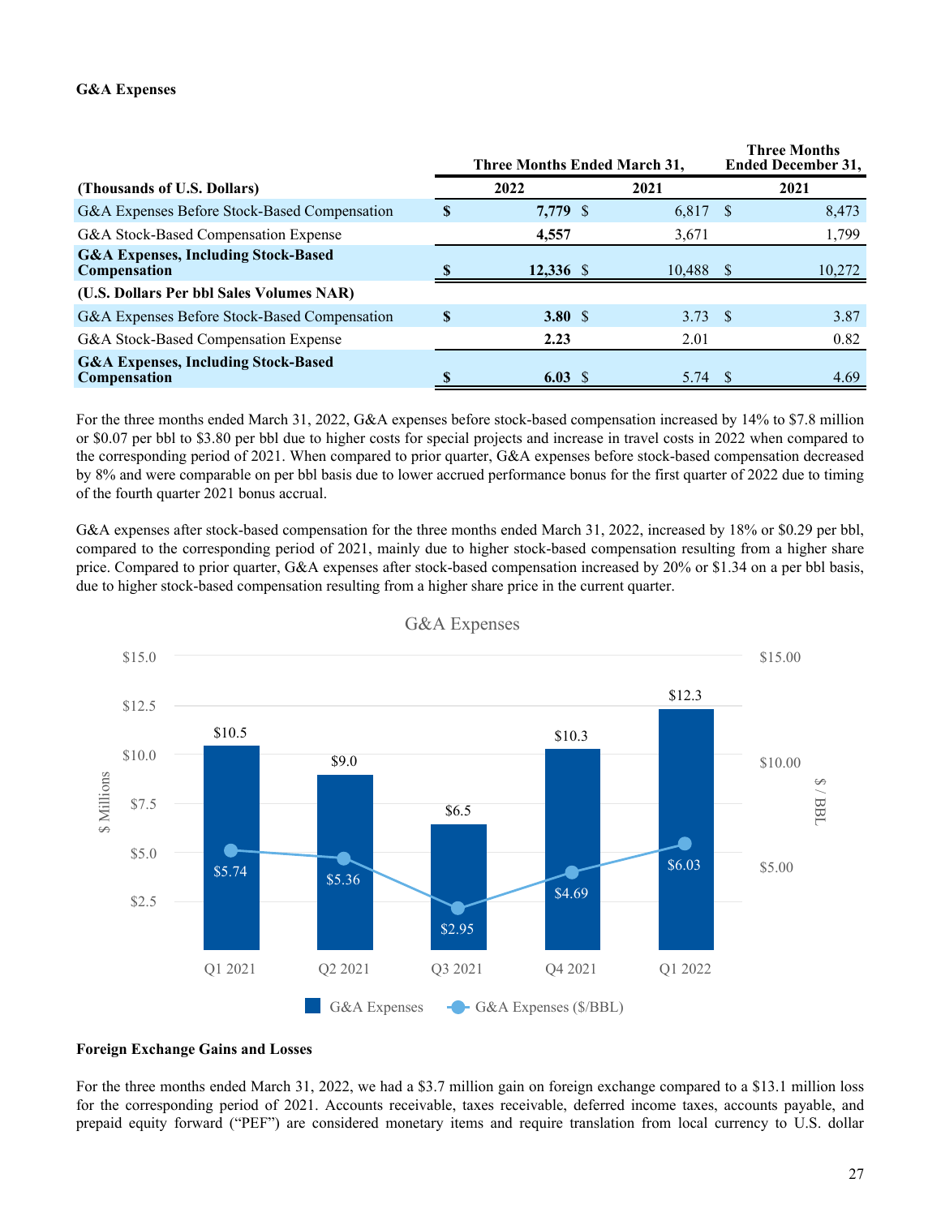**G&A Expenses**

| (Thousands of U.S. Dollars) | Three Months Ended March 31, 2022 | Three Months Ended March 31, 2021 | Three Months Ended December 31, 2021 |
|---|---|---|---|
| G&A Expenses Before Stock-Based Compensation | **$ 7,779** | $ 6,817 | $ 8,473 |
| G&A Stock-Based Compensation Expense | **4,557** | 3,671 | 1,799 |
| **G&A Expenses, Including Stock-Based Compensation** | **$ 12,336** | $ 10,488 | $ 10,272 |
| **(U.S. Dollars Per bbl Sales Volumes NAR)** | | | |
| G&A Expenses Before Stock-Based Compensation | **$ 3.80** | $ 3.73 | $ 3.87 |
| G&A Stock-Based Compensation Expense | **2.23** | 2.01 | 0.82 |
| **G&A Expenses, Including Stock-Based Compensation** | **$ 6.03** | $ 5.74 | $ 4.69 |

For the three months ended March 31, 2022, G&A expenses before stock-based compensation increased by 14% to $7.8 million or $0.07 per bbl to $3.80 per bbl due to higher costs for special projects and increase in travel costs in 2022 when compared to the corresponding period of 2021. When compared to prior quarter, G&A expenses before stock-based compensation decreased by 8% and were comparable on per bbl basis due to lower accrued performance bonus for the first quarter of 2022 due to timing of the fourth quarter 2021 bonus accrual.

G&A expenses after stock-based compensation for the three months ended March 31, 2022, increased by 18% or $0.29 per bbl, compared to the corresponding period of 2021, mainly due to higher stock-based compensation resulting from a higher share price. Compared to prior quarter, G&A expenses after stock-based compensation increased by 20% or $1.34 on a per bbl basis, due to higher stock-based compensation resulting from a higher share price in the current quarter.

G&A Expenses

| | Q1 2021 | Q2 2021 | Q3 2021 | Q4 2021 | Q1 2022 |
|---|---|---|---|---|---|
| G&A Expenses ($ Millions) | $10.5 | $9.0 | $6.5 | $10.3 | $12.3 |
| G&A Expenses ($/BBL) | $5.74 | $5.36 | $2.95 | $4.69 | $6.03 |

**Foreign Exchange Gains and Losses**

For the three months ended March 31, 2022, we had a $3.7 million gain on foreign exchange compared to a $13.1 million loss for the corresponding period of 2021. Accounts receivable, taxes receivable, deferred income taxes, accounts payable, and prepaid equity forward ("PEF") are considered monetary items and require translation from local currency to U.S. dollar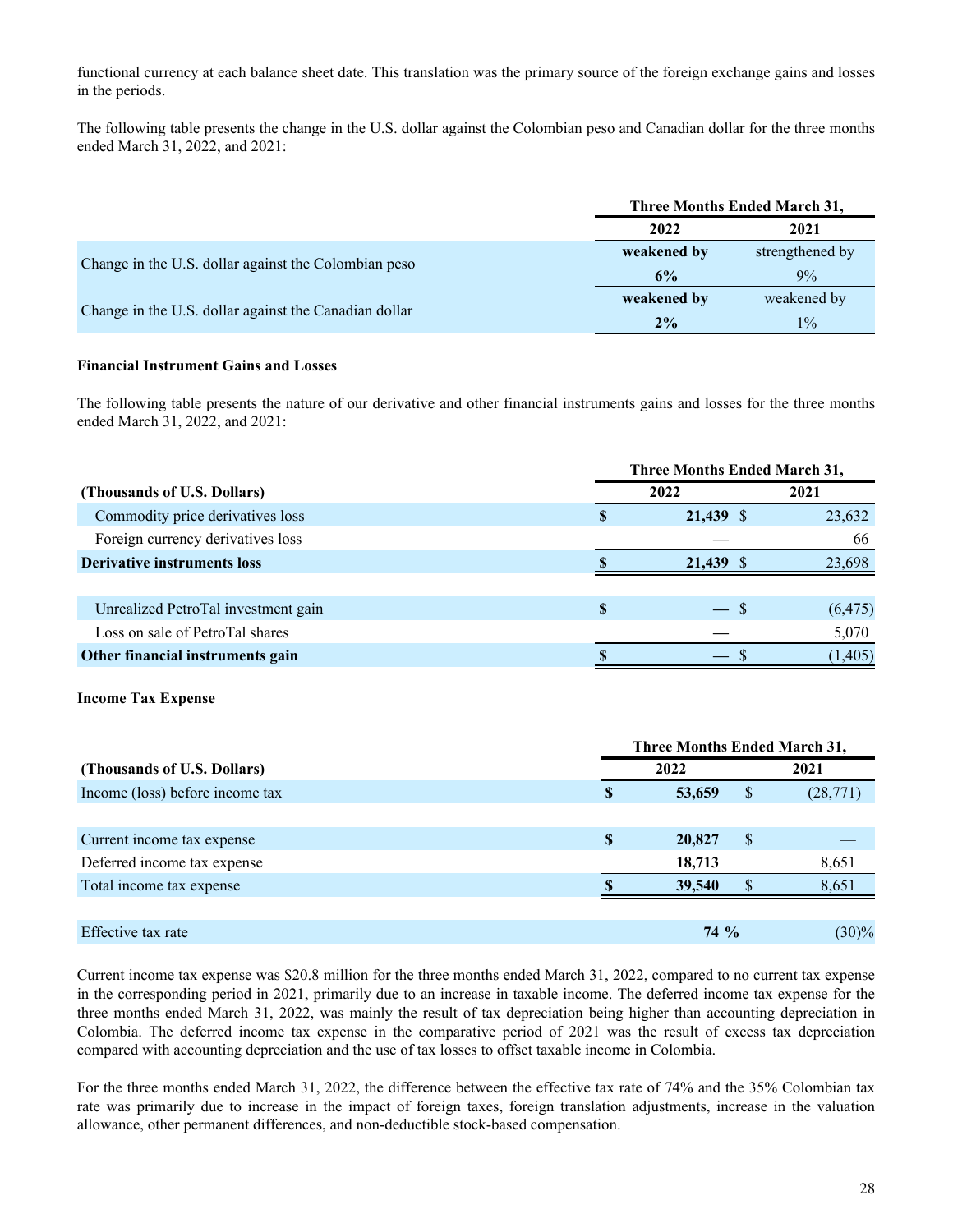functional currency at each balance sheet date. This translation was the primary source of the foreign exchange gains and losses in the periods.

The following table presents the change in the U.S. dollar against the Colombian peso and Canadian dollar for the three months ended March 31, 2022, and 2021:

| | Three Months Ended March 31, | |
|---|---|---|
| | **2022** | **2021** |
| Change in the U.S. dollar against the Colombian peso | **weakened by 6%** | strengthened by 9% |
| Change in the U.S. dollar against the Canadian dollar | **weakened by 2%** | weakened by 1% |

**Financial Instrument Gains and Losses**

The following table presents the nature of our derivative and other financial instruments gains and losses for the three months ended March 31, 2022, and 2021:

| | Three Months Ended March 31, | |
|---|---|---|
| **(Thousands of U.S. Dollars)** | **2022** | **2021** |
| Commodity price derivatives loss | **$ 21,439** | $ 23,632 |
| Foreign currency derivatives loss | **—** | 66 |
| **Derivative instruments loss** | **$ 21,439** | $ 23,698 |
| | | |
| Unrealized PetroTal investment gain | **$ —** | $ (6,475) |
| Loss on sale of PetroTal shares | **—** | 5,070 |
| **Other financial instruments gain** | **$ —** | $ (1,405) |

**Income Tax Expense**

| | Three Months Ended March 31, | |
|---|---|---|
| **(Thousands of U.S. Dollars)** | **2022** | **2021** |
| Income (loss) before income tax | **$ 53,659** | $ (28,771) |
| | | |
| Current income tax expense | **$ 20,827** | $ — |
| Deferred income tax expense | **18,713** | 8,651 |
| Total income tax expense | **$ 39,540** | $ 8,651 |
| | | |
| Effective tax rate | **74 %** | (30)% |

Current income tax expense was $20.8 million for the three months ended March 31, 2022, compared to no current tax expense in the corresponding period in 2021, primarily due to an increase in taxable income. The deferred income tax expense for the three months ended March 31, 2022, was mainly the result of tax depreciation being higher than accounting depreciation in Colombia. The deferred income tax expense in the comparative period of 2021 was the result of excess tax depreciation compared with accounting depreciation and the use of tax losses to offset taxable income in Colombia.

For the three months ended March 31, 2022, the difference between the effective tax rate of 74% and the 35% Colombian tax rate was primarily due to increase in the impact of foreign taxes, foreign translation adjustments, increase in the valuation allowance, other permanent differences, and non-deductible stock-based compensation.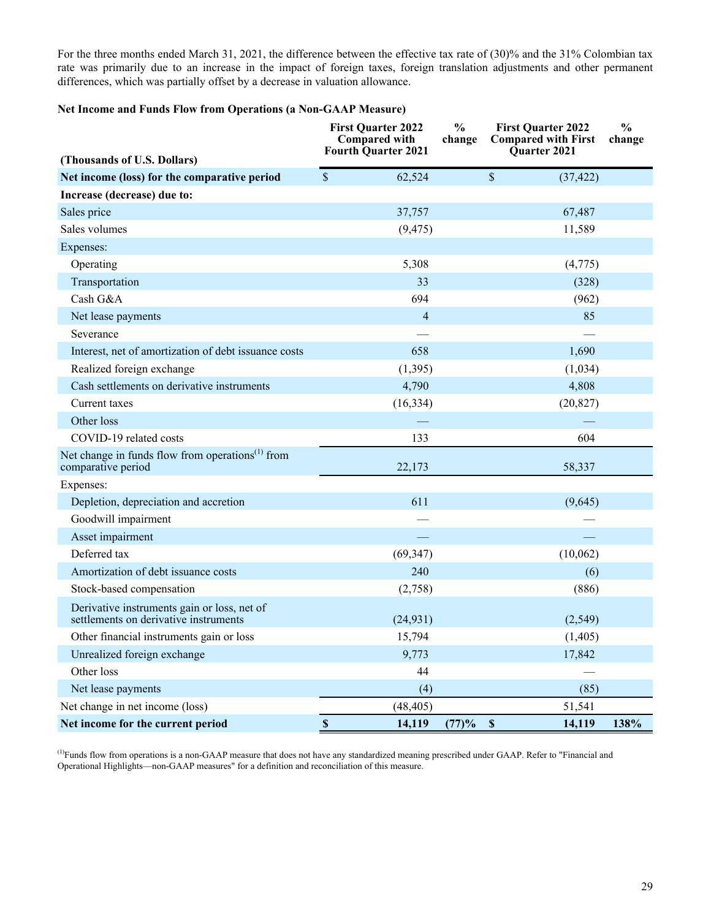For the three months ended March 31, 2021, the difference between the effective tax rate of (30)% and the 31% Colombian tax rate was primarily due to an increase in the impact of foreign taxes, foreign translation adjustments and other permanent differences, which was partially offset by a decrease in valuation allowance.

**Net Income and Funds Flow from Operations (a Non-GAAP Measure)**

| (Thousands of U.S. Dollars) | First Quarter 2022 Compared with Fourth Quarter 2021 | % change | First Quarter 2022 Compared with First Quarter 2021 | % change |
|---|---|---|---|---|
| **Net income (loss) for the comparative period** | $ 62,524 | | $ (37,422) | |
| **Increase (decrease) due to:** | | | | |
| Sales price | 37,757 | | 67,487 | |
| Sales volumes | (9,475) | | 11,589 | |
| Expenses: | | | | |
| Operating | 5,308 | | (4,775) | |
| Transportation | 33 | | (328) | |
| Cash G&A | 694 | | (962) | |
| Net lease payments | 4 | | 85 | |
| Severance | — | | — | |
| Interest, net of amortization of debt issuance costs | 658 | | 1,690 | |
| Realized foreign exchange | (1,395) | | (1,034) | |
| Cash settlements on derivative instruments | 4,790 | | 4,808 | |
| Current taxes | (16,334) | | (20,827) | |
| Other loss | — | | — | |
| COVID-19 related costs | 133 | | 604 | |
| Net change in funds flow from operations[(1)] from comparative period | 22,173 | | 58,337 | |
| Expenses: | | | | |
| Depletion, depreciation and accretion | 611 | | (9,645) | |
| Goodwill impairment | — | | — | |
| Asset impairment | — | | — | |
| Deferred tax | (69,347) | | (10,062) | |
| Amortization of debt issuance costs | 240 | | (6) | |
| Stock-based compensation | (2,758) | | (886) | |
| Derivative instruments gain or loss, net of settlements on derivative instruments | (24,931) | | (2,549) | |
| Other financial instruments gain or loss | 15,794 | | (1,405) | |
| Unrealized foreign exchange | 9,773 | | 17,842 | |
| Other loss | 44 | | — | |
| Net lease payments | (4) | | (85) | |
| Net change in net income (loss) | (48,405) | | 51,541 | |
| **Net income for the current period** | **$ 14,119** | **(77)%** | **$ 14,119** | **138%** |

[(1)]Funds flow from operations is a non-GAAP measure that does not have any standardized meaning prescribed under GAAP. Refer to "Financial and Operational Highlights—non-GAAP measures" for a definition and reconciliation of this measure.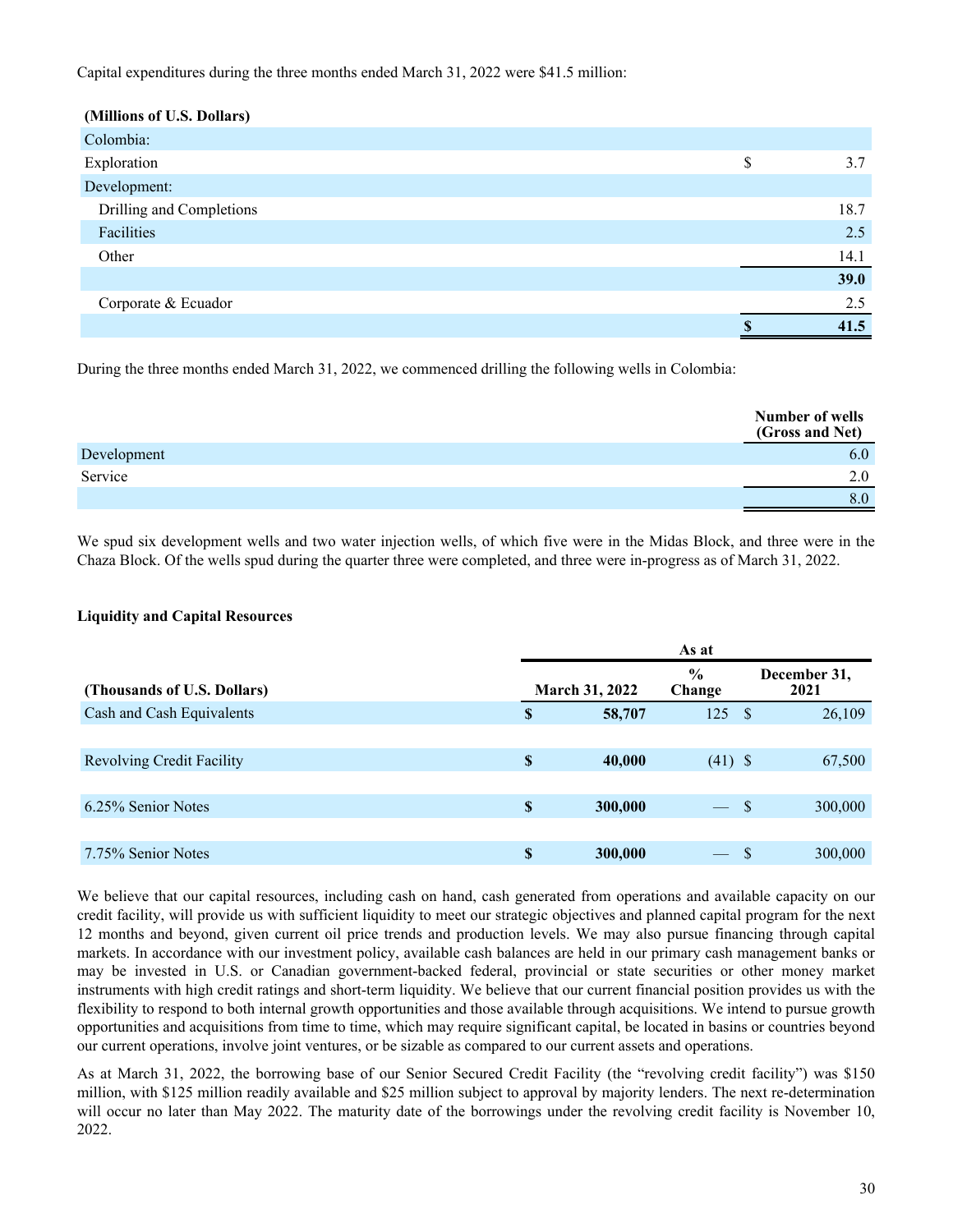Capital expenditures during the three months ended March 31, 2022 were $41.5 million:

| (Millions of U.S. Dollars) | | |
|---|---|---|
| Colombia: | | |
| Exploration | $ | 3.7 |
| Development: | | |
| Drilling and Completions | | 18.7 |
| Facilities | | 2.5 |
| Other | | 14.1 |
| | | **39.0** |
| Corporate & Ecuador | | 2.5 |
| | **$** | **41.5** |

During the three months ended March 31, 2022, we commenced drilling the following wells in Colombia:

| | Number of wells (Gross and Net) |
|---|---|
| Development | 6.0 |
| Service | 2.0 |
| | 8.0 |

We spud six development wells and two water injection wells, of which five were in the Midas Block, and three were in the Chaza Block. Of the wells spud during the quarter three were completed, and three were in-progress as of March 31, 2022.

**Liquidity and Capital Resources**

| | As at | | | | |
|---|---|---|---|---|---|
| **(Thousands of U.S. Dollars)** | | **March 31, 2022** | **% Change** | | **December 31, 2021** |
| Cash and Cash Equivalents | **$** | **58,707** | 125 | $ | 26,109 |
| | | | | | |
| Revolving Credit Facility | **$** | **40,000** | (41) | $ | 67,500 |
| | | | | | |
| 6.25% Senior Notes | **$** | **300,000** | — | $ | 300,000 |
| | | | | | |
| 7.75% Senior Notes | **$** | **300,000** | — | $ | 300,000 |

We believe that our capital resources, including cash on hand, cash generated from operations and available capacity on our credit facility, will provide us with sufficient liquidity to meet our strategic objectives and planned capital program for the next 12 months and beyond, given current oil price trends and production levels. We may also pursue financing through capital markets. In accordance with our investment policy, available cash balances are held in our primary cash management banks or may be invested in U.S. or Canadian government-backed federal, provincial or state securities or other money market instruments with high credit ratings and short-term liquidity. We believe that our current financial position provides us with the flexibility to respond to both internal growth opportunities and those available through acquisitions. We intend to pursue growth opportunities and acquisitions from time to time, which may require significant capital, be located in basins or countries beyond our current operations, involve joint ventures, or be sizable as compared to our current assets and operations.

As at March 31, 2022, the borrowing base of our Senior Secured Credit Facility (the "revolving credit facility") was $150 million, with $125 million readily available and $25 million subject to approval by majority lenders. The next re-determination will occur no later than May 2022. The maturity date of the borrowings under the revolving credit facility is November 10, 2022.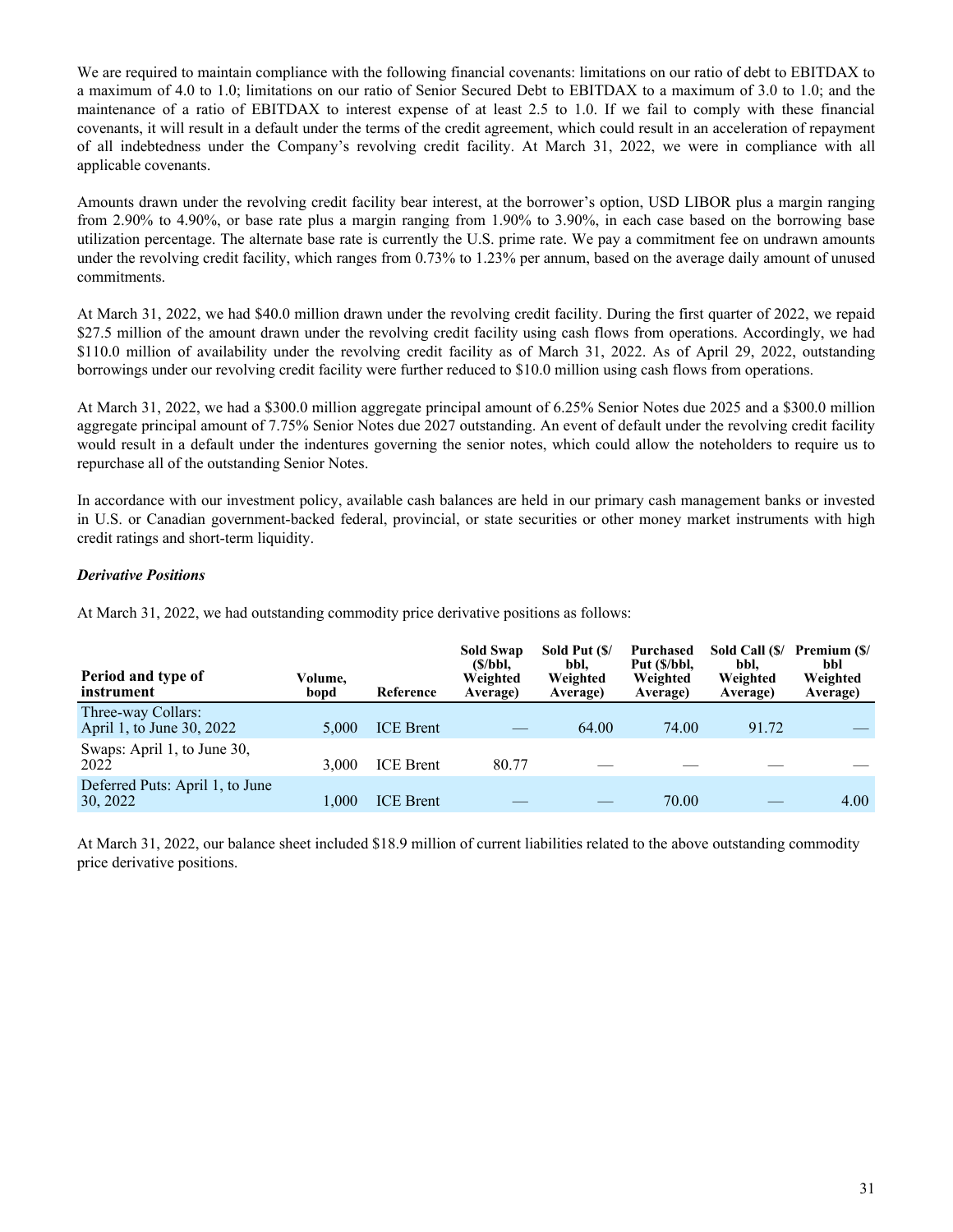We are required to maintain compliance with the following financial covenants: limitations on our ratio of debt to EBITDAX to a maximum of 4.0 to 1.0; limitations on our ratio of Senior Secured Debt to EBITDAX to a maximum of 3.0 to 1.0; and the maintenance of a ratio of EBITDAX to interest expense of at least 2.5 to 1.0. If we fail to comply with these financial covenants, it will result in a default under the terms of the credit agreement, which could result in an acceleration of repayment of all indebtedness under the Company's revolving credit facility. At March 31, 2022, we were in compliance with all applicable covenants.

Amounts drawn under the revolving credit facility bear interest, at the borrower's option, USD LIBOR plus a margin ranging from 2.90% to 4.90%, or base rate plus a margin ranging from 1.90% to 3.90%, in each case based on the borrowing base utilization percentage. The alternate base rate is currently the U.S. prime rate. We pay a commitment fee on undrawn amounts under the revolving credit facility, which ranges from 0.73% to 1.23% per annum, based on the average daily amount of unused commitments.

At March 31, 2022, we had $40.0 million drawn under the revolving credit facility. During the first quarter of 2022, we repaid $27.5 million of the amount drawn under the revolving credit facility using cash flows from operations. Accordingly, we had $110.0 million of availability under the revolving credit facility as of March 31, 2022. As of April 29, 2022, outstanding borrowings under our revolving credit facility were further reduced to $10.0 million using cash flows from operations.

At March 31, 2022, we had a $300.0 million aggregate principal amount of 6.25% Senior Notes due 2025 and a $300.0 million aggregate principal amount of 7.75% Senior Notes due 2027 outstanding. An event of default under the revolving credit facility would result in a default under the indentures governing the senior notes, which could allow the noteholders to require us to repurchase all of the outstanding Senior Notes.

In accordance with our investment policy, available cash balances are held in our primary cash management banks or invested in U.S. or Canadian government-backed federal, provincial, or state securities or other money market instruments with high credit ratings and short-term liquidity.

***Derivative Positions***

At March 31, 2022, we had outstanding commodity price derivative positions as follows:

| Period and type of instrument | Volume, bopd | Reference | Sold Swap ($/bbl, Weighted Average) | Sold Put ($/bbl, Weighted Average) | Purchased Put ($/bbl, Weighted Average) | Sold Call ($/bbl, Weighted Average) | Premium ($/bbl Weighted Average) |
|---|---|---|---|---|---|---|---|
| Three-way Collars: April 1, to June 30, 2022 | 5,000 | ICE Brent | — | 64.00 | 74.00 | 91.72 | — |
| Swaps: April 1, to June 30, 2022 | 3,000 | ICE Brent | 80.77 | — | — | — | — |
| Deferred Puts: April 1, to June 30, 2022 | 1,000 | ICE Brent | — | — | 70.00 | — | 4.00 |

At March 31, 2022, our balance sheet included $18.9 million of current liabilities related to the above outstanding commodity price derivative positions.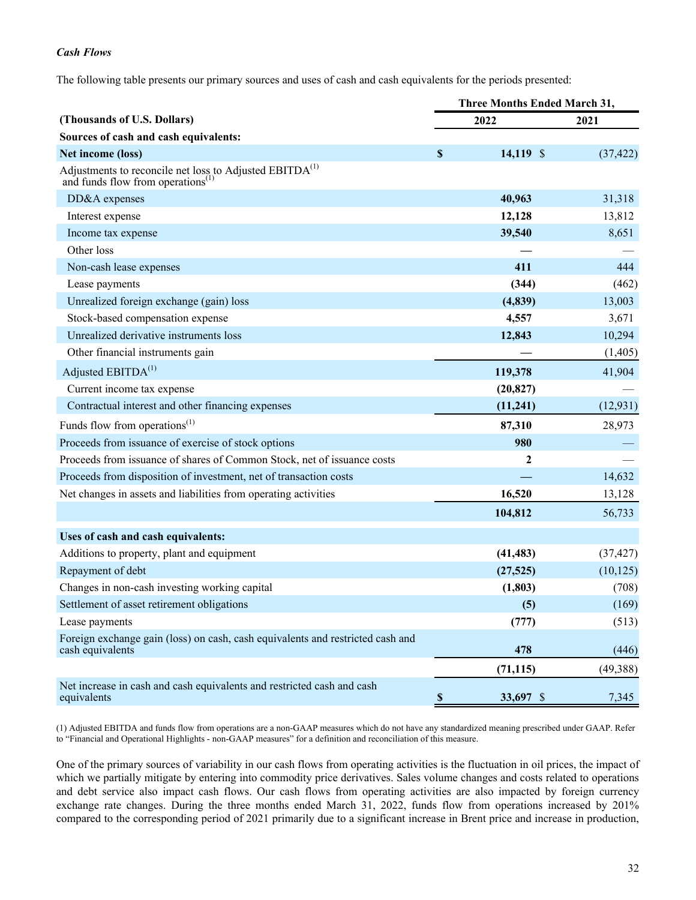### *Cash Flows*

The following table presents our primary sources and uses of cash and cash equivalents for the periods presented:

| (Thousands of U.S. Dollars) | Three Months Ended March 31, 2022 | 2021 |
|---|---|---|
| **Sources of cash and cash equivalents:** | | |
| **Net income (loss)** | **$ 14,119** | $ (37,422) |
| Adjustments to reconcile net loss to Adjusted EBITDA[(1)] and funds flow from operations[(1)] | | |
| DD&A expenses | **40,963** | 31,318 |
| Interest expense | **12,128** | 13,812 |
| Income tax expense | **39,540** | 8,651 |
| Other loss | **—** | — |
| Non-cash lease expenses | **411** | 444 |
| Lease payments | **(344)** | (462) |
| Unrealized foreign exchange (gain) loss | **(4,839)** | 13,003 |
| Stock-based compensation expense | **4,557** | 3,671 |
| Unrealized derivative instruments loss | **12,843** | 10,294 |
| Other financial instruments gain | **—** | (1,405) |
| Adjusted EBITDA[(1)] | **119,378** | 41,904 |
| Current income tax expense | **(20,827)** | — |
| Contractual interest and other financing expenses | **(11,241)** | (12,931) |
| Funds flow from operations[(1)] | **87,310** | 28,973 |
| Proceeds from issuance of exercise of stock options | **980** | — |
| Proceeds from issuance of shares of Common Stock, net of issuance costs | **2** | — |
| Proceeds from disposition of investment, net of transaction costs | **—** | 14,632 |
| Net changes in assets and liabilities from operating activities | **16,520** | 13,128 |
| | **104,812** | 56,733 |
| **Uses of cash and cash equivalents:** | | |
| Additions to property, plant and equipment | **(41,483)** | (37,427) |
| Repayment of debt | **(27,525)** | (10,125) |
| Changes in non-cash investing working capital | **(1,803)** | (708) |
| Settlement of asset retirement obligations | **(5)** | (169) |
| Lease payments | **(777)** | (513) |
| Foreign exchange gain (loss) on cash, cash equivalents and restricted cash and cash equivalents | **478** | (446) |
| | **(71,115)** | (49,388) |
| Net increase in cash and cash equivalents and restricted cash and cash equivalents | **$ 33,697** | $ 7,345 |

(1) Adjusted EBITDA and funds flow from operations are a non-GAAP measures which do not have any standardized meaning prescribed under GAAP. Refer to "Financial and Operational Highlights - non-GAAP measures" for a definition and reconciliation of this measure.

One of the primary sources of variability in our cash flows from operating activities is the fluctuation in oil prices, the impact of which we partially mitigate by entering into commodity price derivatives. Sales volume changes and costs related to operations and debt service also impact cash flows. Our cash flows from operating activities are also impacted by foreign currency exchange rate changes. During the three months ended March 31, 2022, funds flow from operations increased by 201% compared to the corresponding period of 2021 primarily due to a significant increase in Brent price and increase in production,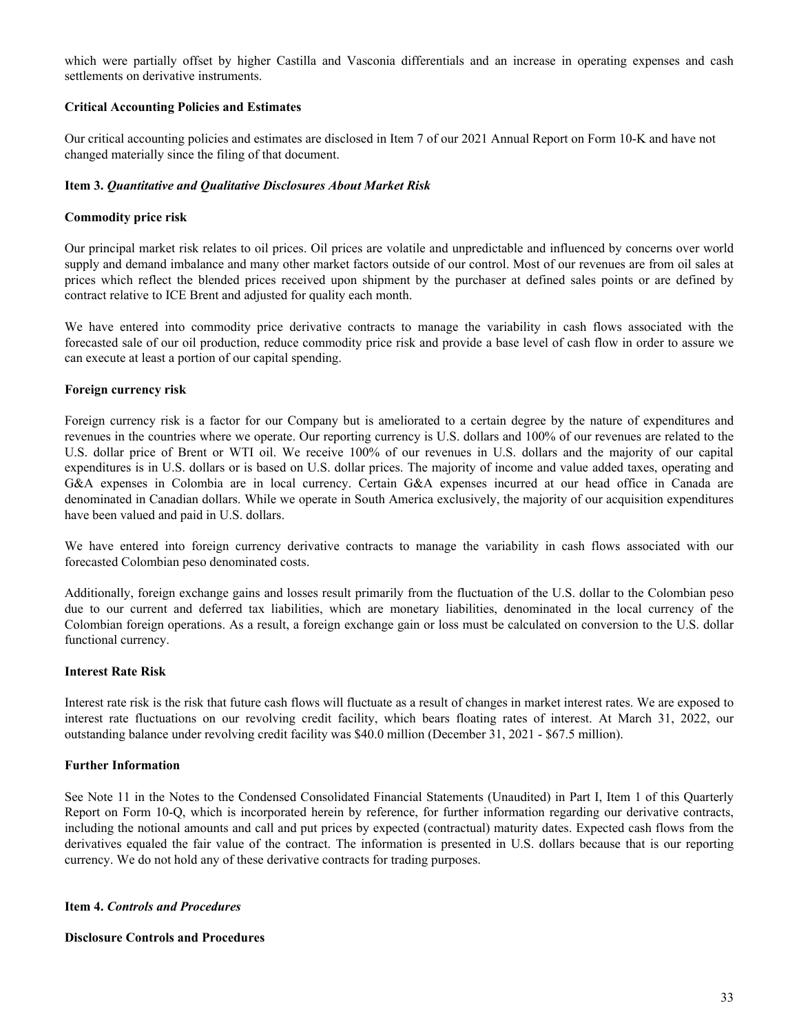which were partially offset by higher Castilla and Vasconia differentials and an increase in operating expenses and cash settlements on derivative instruments.

**Critical Accounting Policies and Estimates**

Our critical accounting policies and estimates are disclosed in Item 7 of our 2021 Annual Report on Form 10-K and have not changed materially since the filing of that document.

## Item 3. *Quantitative and Qualitative Disclosures About Market Risk*

**Commodity price risk**

Our principal market risk relates to oil prices. Oil prices are volatile and unpredictable and influenced by concerns over world supply and demand imbalance and many other market factors outside of our control. Most of our revenues are from oil sales at prices which reflect the blended prices received upon shipment by the purchaser at defined sales points or are defined by contract relative to ICE Brent and adjusted for quality each month.

We have entered into commodity price derivative contracts to manage the variability in cash flows associated with the forecasted sale of our oil production, reduce commodity price risk and provide a base level of cash flow in order to assure we can execute at least a portion of our capital spending.

**Foreign currency risk**

Foreign currency risk is a factor for our Company but is ameliorated to a certain degree by the nature of expenditures and revenues in the countries where we operate. Our reporting currency is U.S. dollars and 100% of our revenues are related to the U.S. dollar price of Brent or WTI oil. We receive 100% of our revenues in U.S. dollars and the majority of our capital expenditures is in U.S. dollars or is based on U.S. dollar prices. The majority of income and value added taxes, operating and G&A expenses in Colombia are in local currency. Certain G&A expenses incurred at our head office in Canada are denominated in Canadian dollars. While we operate in South America exclusively, the majority of our acquisition expenditures have been valued and paid in U.S. dollars.

We have entered into foreign currency derivative contracts to manage the variability in cash flows associated with our forecasted Colombian peso denominated costs.

Additionally, foreign exchange gains and losses result primarily from the fluctuation of the U.S. dollar to the Colombian peso due to our current and deferred tax liabilities, which are monetary liabilities, denominated in the local currency of the Colombian foreign operations. As a result, a foreign exchange gain or loss must be calculated on conversion to the U.S. dollar functional currency.

**Interest Rate Risk**

Interest rate risk is the risk that future cash flows will fluctuate as a result of changes in market interest rates. We are exposed to interest rate fluctuations on our revolving credit facility, which bears floating rates of interest. At March 31, 2022, our outstanding balance under revolving credit facility was $40.0 million (December 31, 2021 - $67.5 million).

**Further Information**

See Note 11 in the Notes to the Condensed Consolidated Financial Statements (Unaudited) in Part I, Item 1 of this Quarterly Report on Form 10-Q, which is incorporated herein by reference, for further information regarding our derivative contracts, including the notional amounts and call and put prices by expected (contractual) maturity dates. Expected cash flows from the derivatives equaled the fair value of the contract. The information is presented in U.S. dollars because that is our reporting currency. We do not hold any of these derivative contracts for trading purposes.

## Item 4. *Controls and Procedures*

**Disclosure Controls and Procedures**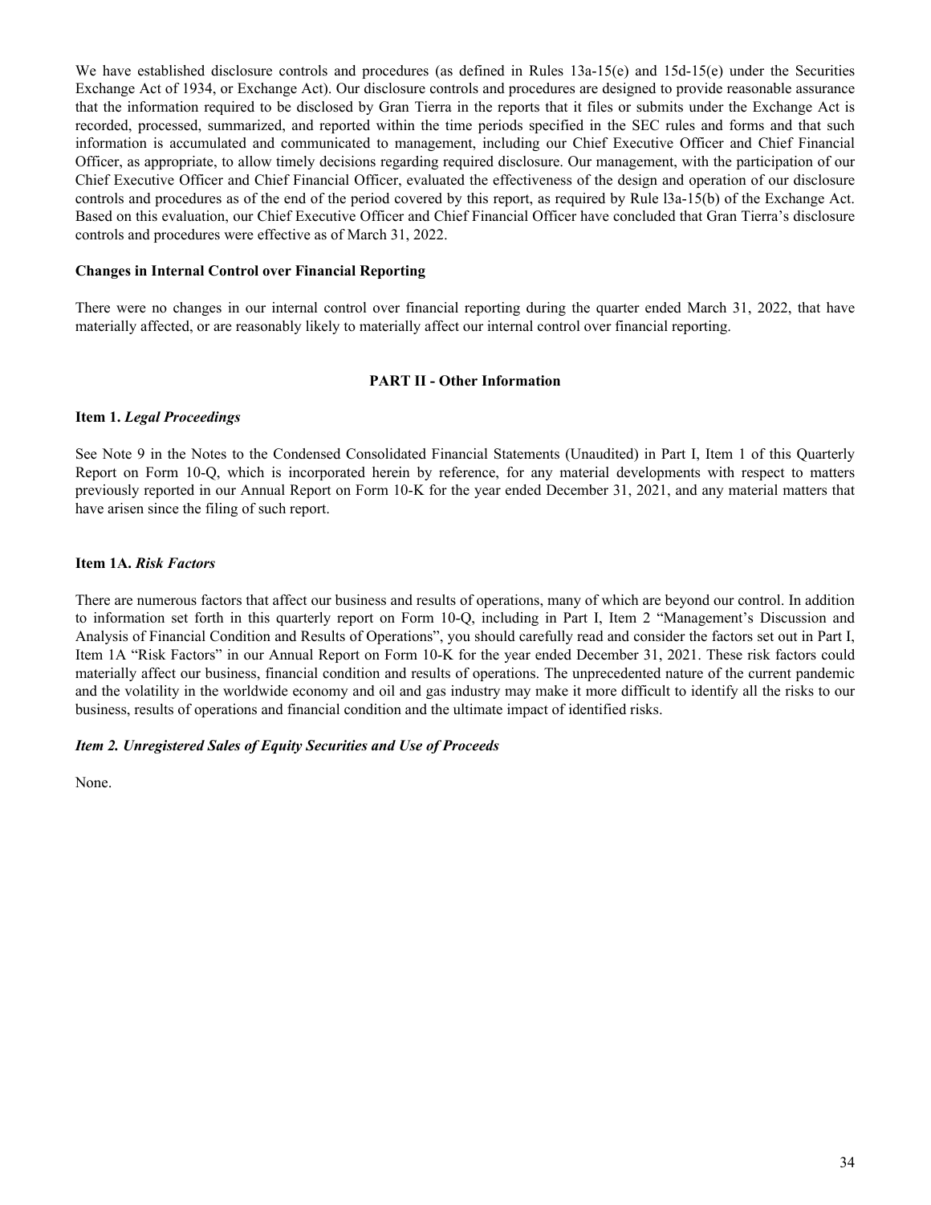We have established disclosure controls and procedures (as defined in Rules 13a-15(e) and 15d-15(e) under the Securities Exchange Act of 1934, or Exchange Act). Our disclosure controls and procedures are designed to provide reasonable assurance that the information required to be disclosed by Gran Tierra in the reports that it files or submits under the Exchange Act is recorded, processed, summarized, and reported within the time periods specified in the SEC rules and forms and that such information is accumulated and communicated to management, including our Chief Executive Officer and Chief Financial Officer, as appropriate, to allow timely decisions regarding required disclosure. Our management, with the participation of our Chief Executive Officer and Chief Financial Officer, evaluated the effectiveness of the design and operation of our disclosure controls and procedures as of the end of the period covered by this report, as required by Rule l3a-15(b) of the Exchange Act. Based on this evaluation, our Chief Executive Officer and Chief Financial Officer have concluded that Gran Tierra's disclosure controls and procedures were effective as of March 31, 2022.

**Changes in Internal Control over Financial Reporting**

There were no changes in our internal control over financial reporting during the quarter ended March 31, 2022, that have materially affected, or are reasonably likely to materially affect our internal control over financial reporting.

## PART II - Other Information

**Item 1.** ***Legal Proceedings***

See Note 9 in the Notes to the Condensed Consolidated Financial Statements (Unaudited) in Part I, Item 1 of this Quarterly Report on Form 10-Q, which is incorporated herein by reference, for any material developments with respect to matters previously reported in our Annual Report on Form 10-K for the year ended December 31, 2021, and any material matters that have arisen since the filing of such report.

**Item 1A.** ***Risk Factors***

There are numerous factors that affect our business and results of operations, many of which are beyond our control. In addition to information set forth in this quarterly report on Form 10-Q, including in Part I, Item 2 "Management's Discussion and Analysis of Financial Condition and Results of Operations", you should carefully read and consider the factors set out in Part I, Item 1A "Risk Factors" in our Annual Report on Form 10-K for the year ended December 31, 2021. These risk factors could materially affect our business, financial condition and results of operations. The unprecedented nature of the current pandemic and the volatility in the worldwide economy and oil and gas industry may make it more difficult to identify all the risks to our business, results of operations and financial condition and the ultimate impact of identified risks.

***Item 2. Unregistered Sales of Equity Securities and Use of Proceeds***

None.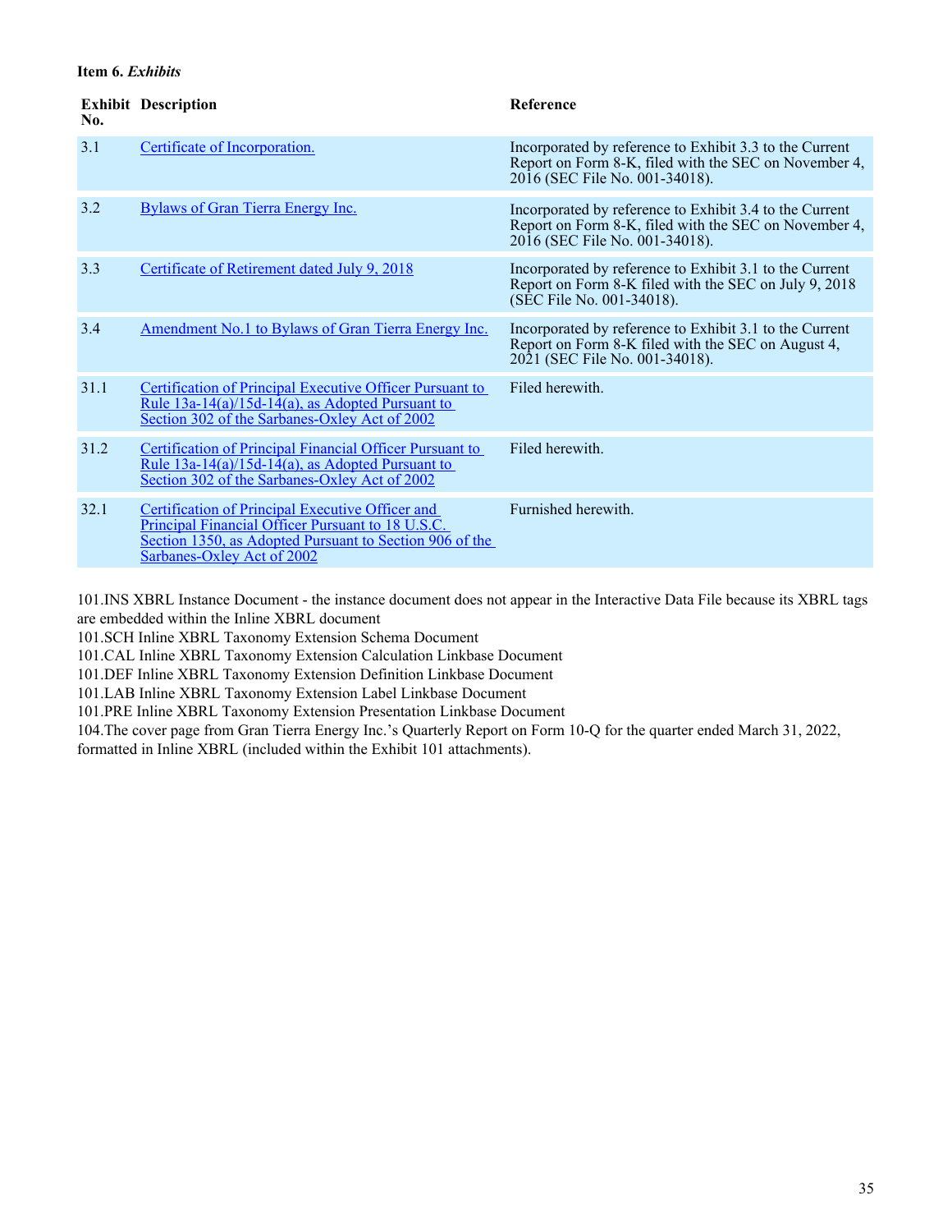**Item 6. *Exhibits***

| Exhibit No. | Description | Reference |
|---|---|---|
| 3.1 | Certificate of Incorporation. | Incorporated by reference to Exhibit 3.3 to the Current Report on Form 8-K, filed with the SEC on November 4, 2016 (SEC File No. 001-34018). |
| 3.2 | Bylaws of Gran Tierra Energy Inc. | Incorporated by reference to Exhibit 3.4 to the Current Report on Form 8-K, filed with the SEC on November 4, 2016 (SEC File No. 001-34018). |
| 3.3 | Certificate of Retirement dated July 9, 2018 | Incorporated by reference to Exhibit 3.1 to the Current Report on Form 8-K filed with the SEC on July 9, 2018 (SEC File No. 001-34018). |
| 3.4 | Amendment No.1 to Bylaws of Gran Tierra Energy Inc. | Incorporated by reference to Exhibit 3.1 to the Current Report on Form 8-K filed with the SEC on August 4, 2021 (SEC File No. 001-34018). |
| 31.1 | Certification of Principal Executive Officer Pursuant to Rule 13a-14(a)/15d-14(a), as Adopted Pursuant to Section 302 of the Sarbanes-Oxley Act of 2002 | Filed herewith. |
| 31.2 | Certification of Principal Financial Officer Pursuant to Rule 13a-14(a)/15d-14(a), as Adopted Pursuant to Section 302 of the Sarbanes-Oxley Act of 2002 | Filed herewith. |
| 32.1 | Certification of Principal Executive Officer and Principal Financial Officer Pursuant to 18 U.S.C. Section 1350, as Adopted Pursuant to Section 906 of the Sarbanes-Oxley Act of 2002 | Furnished herewith. |

101.INS XBRL Instance Document - the instance document does not appear in the Interactive Data File because its XBRL tags are embedded within the Inline XBRL document
101.SCH Inline XBRL Taxonomy Extension Schema Document
101.CAL Inline XBRL Taxonomy Extension Calculation Linkbase Document
101.DEF Inline XBRL Taxonomy Extension Definition Linkbase Document
101.LAB Inline XBRL Taxonomy Extension Label Linkbase Document
101.PRE Inline XBRL Taxonomy Extension Presentation Linkbase Document
104.The cover page from Gran Tierra Energy Inc.'s Quarterly Report on Form 10-Q for the quarter ended March 31, 2022, formatted in Inline XBRL (included within the Exhibit 101 attachments).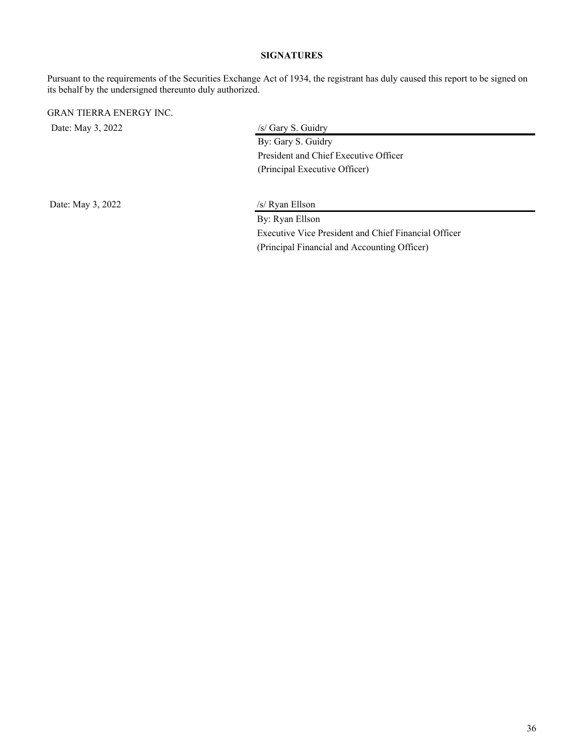**SIGNATURES**

Pursuant to the requirements of the Securities Exchange Act of 1934, the registrant has duly caused this report to be signed on its behalf by the undersigned thereunto duly authorized.

GRAN TIERRA ENERGY INC.

| | |
|---|---|
| Date: May 3, 2022 | /s/ Gary S. Guidry |
| | By: Gary S. Guidry |
| | President and Chief Executive Officer |
| | (Principal Executive Officer) |
| | |
| Date: May 3, 2022 | /s/ Ryan Ellson |
| | By: Ryan Ellson |
| | Executive Vice President and Chief Financial Officer |
| | (Principal Financial and Accounting Officer) |